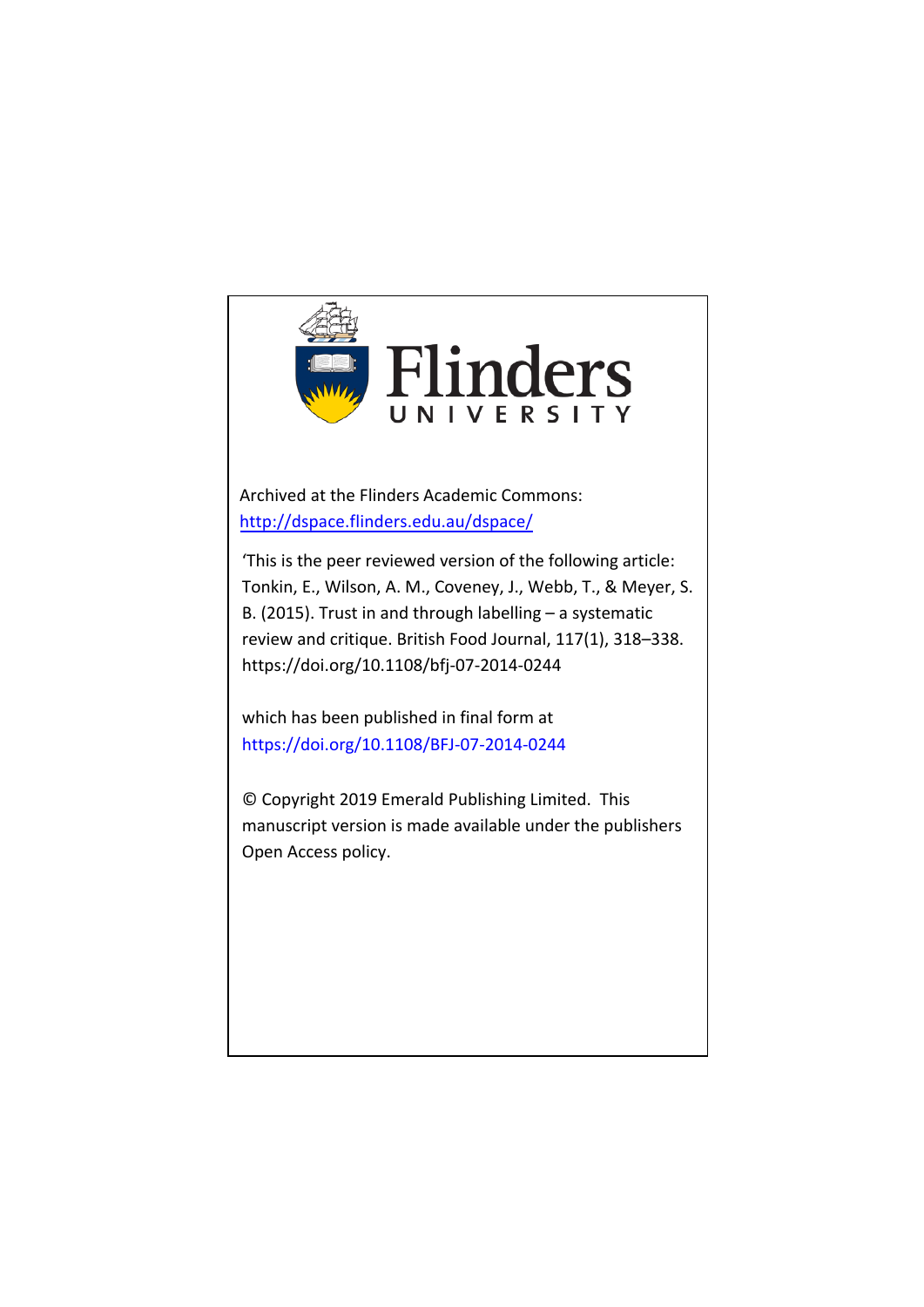Flinders UNIVERSITY

Archived at the Flinders Academic Commons:
http://dspace.flinders.edu.au/dspace/

'This is the peer reviewed version of the following article: Tonkin, E., Wilson, A. M., Coveney, J., Webb, T., & Meyer, S. B. (2015). Trust in and through labelling – a systematic review and critique. British Food Journal, 117(1), 318–338. https://doi.org/10.1108/bfj-07-2014-0244

which has been published in final form at https://doi.org/10.1108/BFJ-07-2014-0244

© Copyright 2019 Emerald Publishing Limited. This manuscript version is made available under the publishers Open Access policy.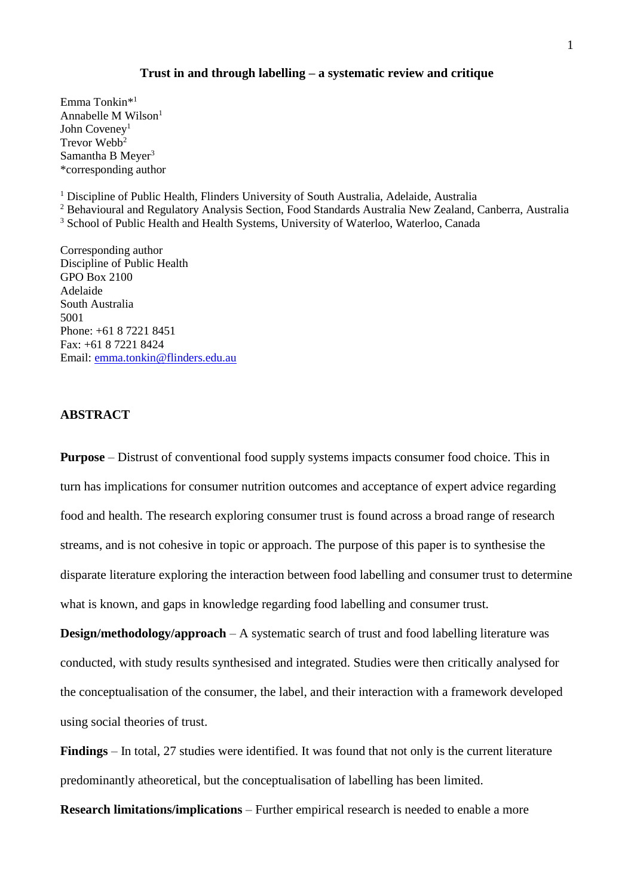**Trust in and through labelling – a systematic review and critique**

Emma Tonkin*[1]
Annabelle M Wilson[1]
John Coveney[1]
Trevor Webb[2]
Samantha B Meyer[3]
*corresponding author

[1] Discipline of Public Health, Flinders University of South Australia, Adelaide, Australia
[2] Behavioural and Regulatory Analysis Section, Food Standards Australia New Zealand, Canberra, Australia
[3] School of Public Health and Health Systems, University of Waterloo, Waterloo, Canada

Corresponding author
Discipline of Public Health
GPO Box 2100
Adelaide
South Australia
5001
Phone: +61 8 7221 8451
Fax: +61 8 7221 8424
Email: emma.tonkin@flinders.edu.au

## ABSTRACT

**Purpose** – Distrust of conventional food supply systems impacts consumer food choice. This in turn has implications for consumer nutrition outcomes and acceptance of expert advice regarding food and health. The research exploring consumer trust is found across a broad range of research streams, and is not cohesive in topic or approach. The purpose of this paper is to synthesise the disparate literature exploring the interaction between food labelling and consumer trust to determine what is known, and gaps in knowledge regarding food labelling and consumer trust.

**Design/methodology/approach** – A systematic search of trust and food labelling literature was conducted, with study results synthesised and integrated. Studies were then critically analysed for the conceptualisation of the consumer, the label, and their interaction with a framework developed using social theories of trust.

**Findings** – In total, 27 studies were identified. It was found that not only is the current literature predominantly atheoretical, but the conceptualisation of labelling has been limited.

**Research limitations/implications** – Further empirical research is needed to enable a more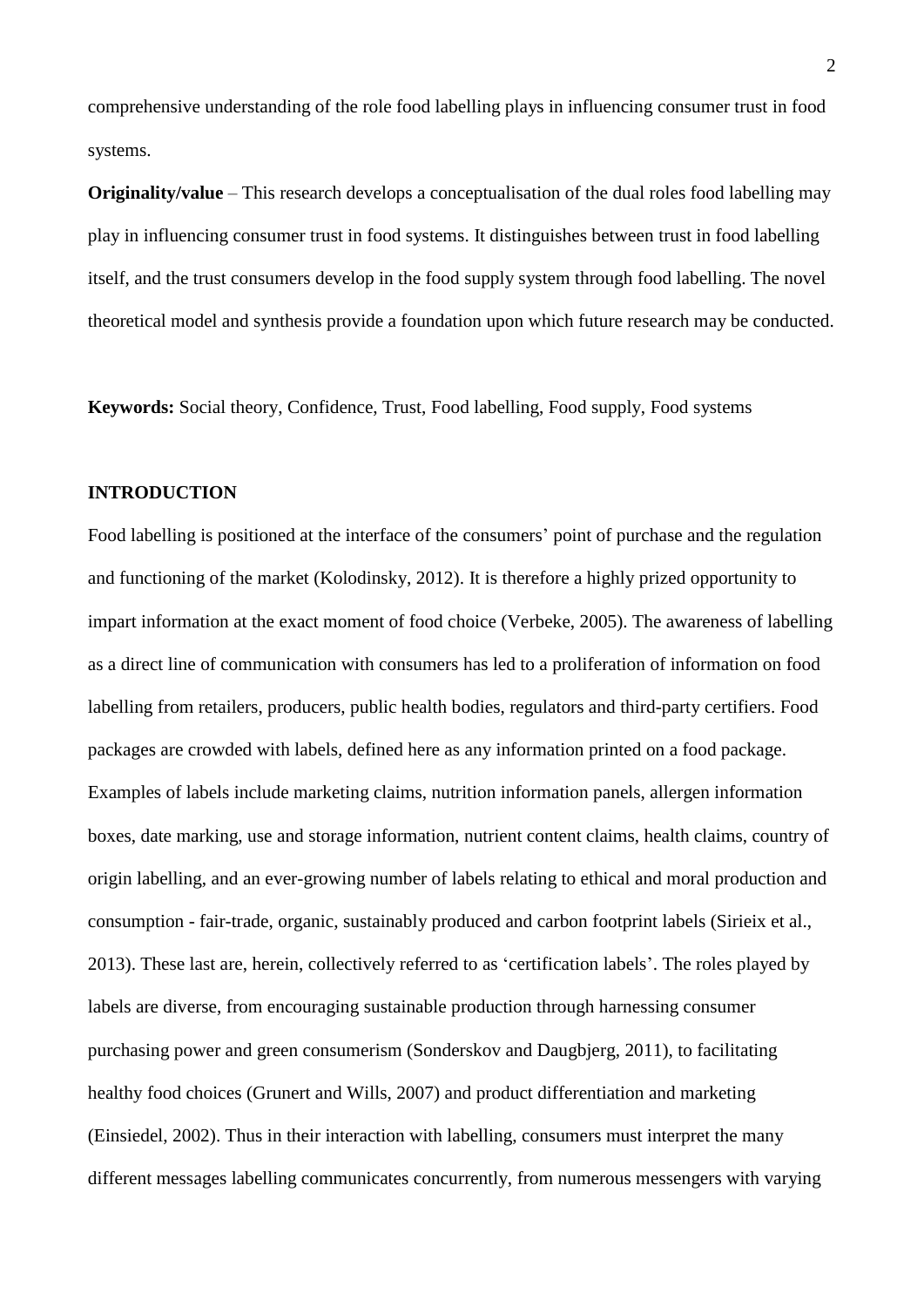comprehensive understanding of the role food labelling plays in influencing consumer trust in food systems.

**Originality/value** – This research develops a conceptualisation of the dual roles food labelling may play in influencing consumer trust in food systems. It distinguishes between trust in food labelling itself, and the trust consumers develop in the food supply system through food labelling. The novel theoretical model and synthesis provide a foundation upon which future research may be conducted.

**Keywords:** Social theory, Confidence, Trust, Food labelling, Food supply, Food systems

## INTRODUCTION

Food labelling is positioned at the interface of the consumers' point of purchase and the regulation and functioning of the market (Kolodinsky, 2012). It is therefore a highly prized opportunity to impart information at the exact moment of food choice (Verbeke, 2005). The awareness of labelling as a direct line of communication with consumers has led to a proliferation of information on food labelling from retailers, producers, public health bodies, regulators and third-party certifiers. Food packages are crowded with labels, defined here as any information printed on a food package. Examples of labels include marketing claims, nutrition information panels, allergen information boxes, date marking, use and storage information, nutrient content claims, health claims, country of origin labelling, and an ever-growing number of labels relating to ethical and moral production and consumption - fair-trade, organic, sustainably produced and carbon footprint labels (Sirieix et al., 2013). These last are, herein, collectively referred to as 'certification labels'. The roles played by labels are diverse, from encouraging sustainable production through harnessing consumer purchasing power and green consumerism (Sonderskov and Daugbjerg, 2011), to facilitating healthy food choices (Grunert and Wills, 2007) and product differentiation and marketing (Einsiedel, 2002). Thus in their interaction with labelling, consumers must interpret the many different messages labelling communicates concurrently, from numerous messengers with varying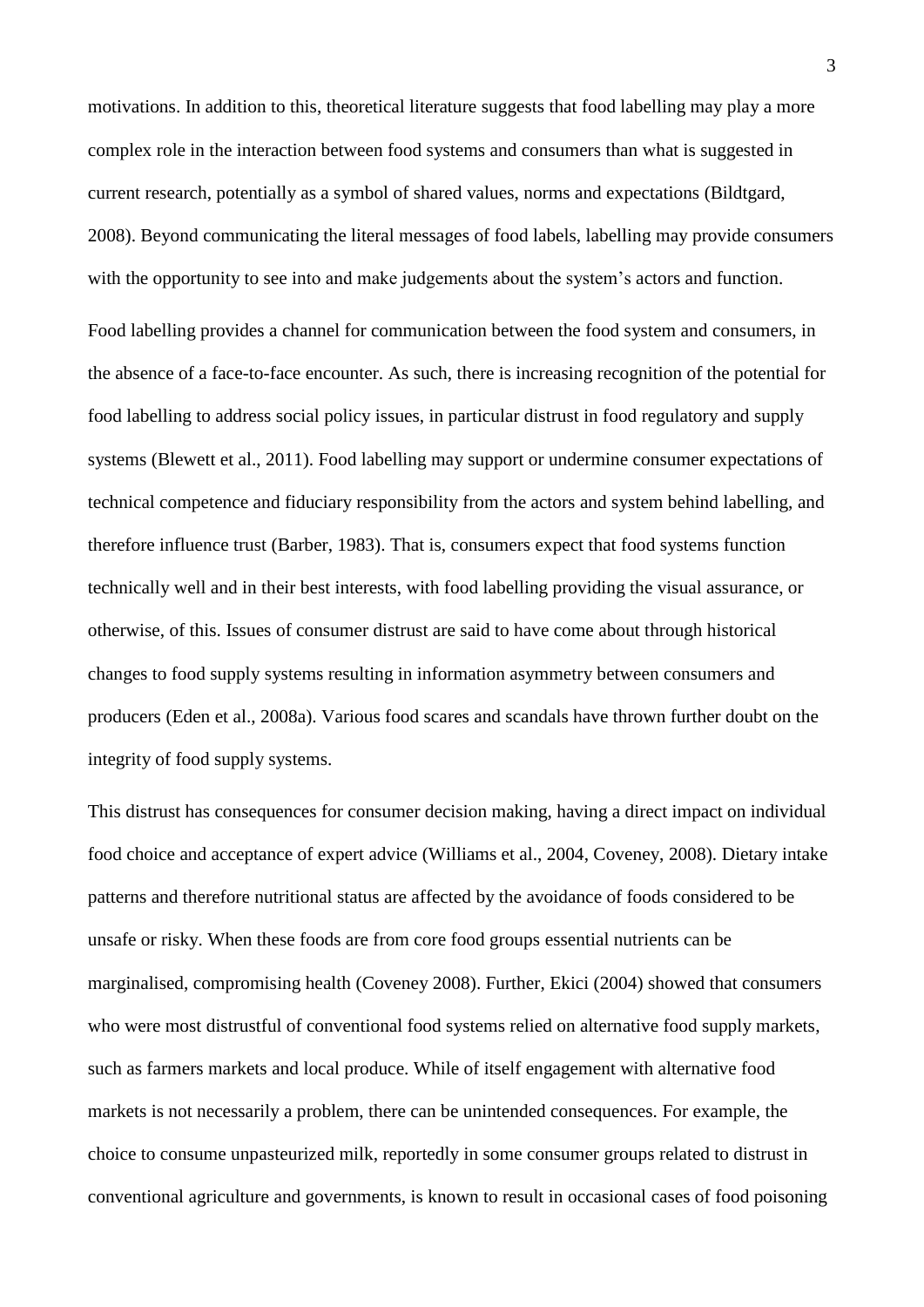motivations. In addition to this, theoretical literature suggests that food labelling may play a more complex role in the interaction between food systems and consumers than what is suggested in current research, potentially as a symbol of shared values, norms and expectations (Bildtgard, 2008). Beyond communicating the literal messages of food labels, labelling may provide consumers with the opportunity to see into and make judgements about the system's actors and function.

Food labelling provides a channel for communication between the food system and consumers, in the absence of a face-to-face encounter. As such, there is increasing recognition of the potential for food labelling to address social policy issues, in particular distrust in food regulatory and supply systems (Blewett et al., 2011). Food labelling may support or undermine consumer expectations of technical competence and fiduciary responsibility from the actors and system behind labelling, and therefore influence trust (Barber, 1983). That is, consumers expect that food systems function technically well and in their best interests, with food labelling providing the visual assurance, or otherwise, of this. Issues of consumer distrust are said to have come about through historical changes to food supply systems resulting in information asymmetry between consumers and producers (Eden et al., 2008a). Various food scares and scandals have thrown further doubt on the integrity of food supply systems.

This distrust has consequences for consumer decision making, having a direct impact on individual food choice and acceptance of expert advice (Williams et al., 2004, Coveney, 2008). Dietary intake patterns and therefore nutritional status are affected by the avoidance of foods considered to be unsafe or risky. When these foods are from core food groups essential nutrients can be marginalised, compromising health (Coveney 2008). Further, Ekici (2004) showed that consumers who were most distrustful of conventional food systems relied on alternative food supply markets, such as farmers markets and local produce. While of itself engagement with alternative food markets is not necessarily a problem, there can be unintended consequences. For example, the choice to consume unpasteurized milk, reportedly in some consumer groups related to distrust in conventional agriculture and governments, is known to result in occasional cases of food poisoning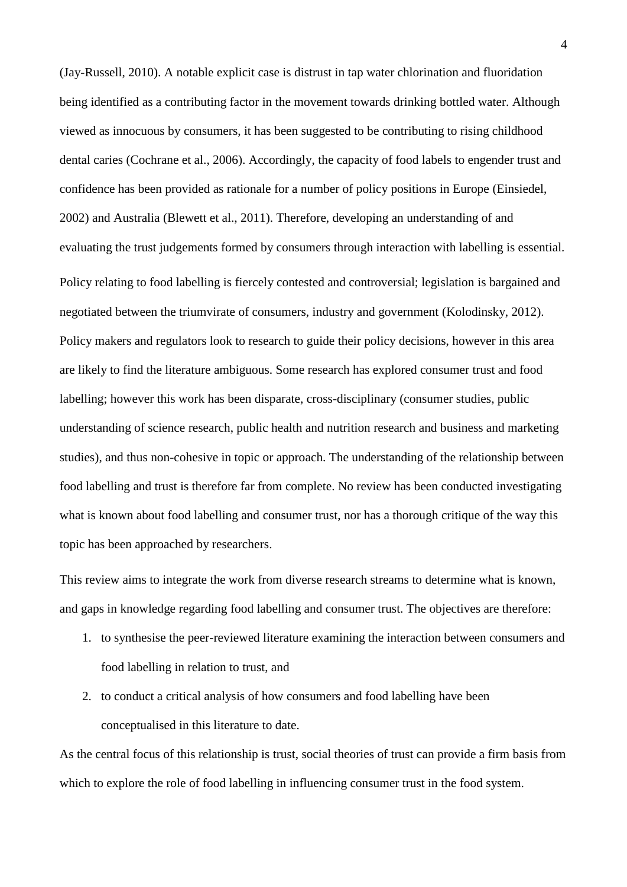(Jay-Russell, 2010). A notable explicit case is distrust in tap water chlorination and fluoridation being identified as a contributing factor in the movement towards drinking bottled water. Although viewed as innocuous by consumers, it has been suggested to be contributing to rising childhood dental caries (Cochrane et al., 2006). Accordingly, the capacity of food labels to engender trust and confidence has been provided as rationale for a number of policy positions in Europe (Einsiedel, 2002) and Australia (Blewett et al., 2011). Therefore, developing an understanding of and evaluating the trust judgements formed by consumers through interaction with labelling is essential.

Policy relating to food labelling is fiercely contested and controversial; legislation is bargained and negotiated between the triumvirate of consumers, industry and government (Kolodinsky, 2012). Policy makers and regulators look to research to guide their policy decisions, however in this area are likely to find the literature ambiguous. Some research has explored consumer trust and food labelling; however this work has been disparate, cross-disciplinary (consumer studies, public understanding of science research, public health and nutrition research and business and marketing studies), and thus non-cohesive in topic or approach. The understanding of the relationship between food labelling and trust is therefore far from complete. No review has been conducted investigating what is known about food labelling and consumer trust, nor has a thorough critique of the way this topic has been approached by researchers.

This review aims to integrate the work from diverse research streams to determine what is known, and gaps in knowledge regarding food labelling and consumer trust. The objectives are therefore:

1. to synthesise the peer-reviewed literature examining the interaction between consumers and food labelling in relation to trust, and
2. to conduct a critical analysis of how consumers and food labelling have been conceptualised in this literature to date.

As the central focus of this relationship is trust, social theories of trust can provide a firm basis from which to explore the role of food labelling in influencing consumer trust in the food system.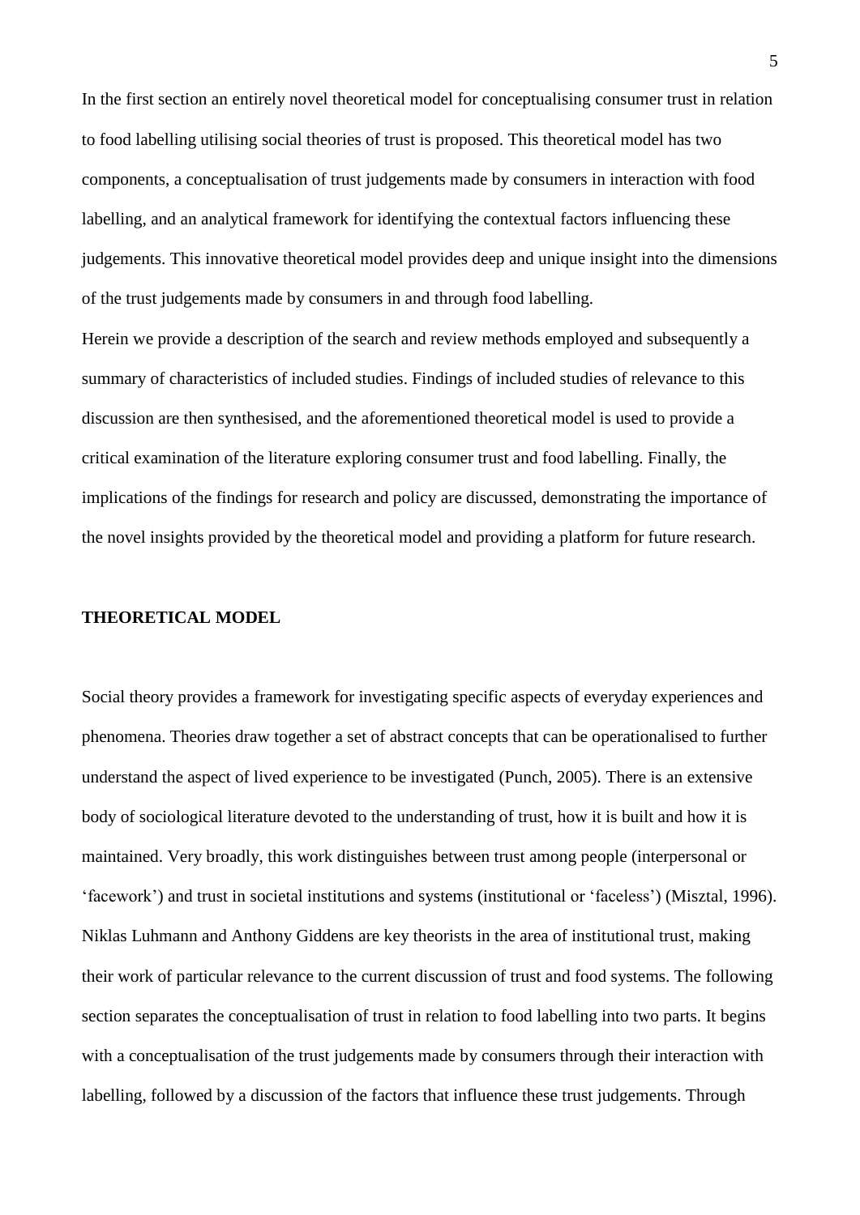In the first section an entirely novel theoretical model for conceptualising consumer trust in relation to food labelling utilising social theories of trust is proposed. This theoretical model has two components, a conceptualisation of trust judgements made by consumers in interaction with food labelling, and an analytical framework for identifying the contextual factors influencing these judgements. This innovative theoretical model provides deep and unique insight into the dimensions of the trust judgements made by consumers in and through food labelling.

Herein we provide a description of the search and review methods employed and subsequently a summary of characteristics of included studies. Findings of included studies of relevance to this discussion are then synthesised, and the aforementioned theoretical model is used to provide a critical examination of the literature exploring consumer trust and food labelling. Finally, the implications of the findings for research and policy are discussed, demonstrating the importance of the novel insights provided by the theoretical model and providing a platform for future research.

## THEORETICAL MODEL

Social theory provides a framework for investigating specific aspects of everyday experiences and phenomena. Theories draw together a set of abstract concepts that can be operationalised to further understand the aspect of lived experience to be investigated (Punch, 2005). There is an extensive body of sociological literature devoted to the understanding of trust, how it is built and how it is maintained. Very broadly, this work distinguishes between trust among people (interpersonal or 'facework') and trust in societal institutions and systems (institutional or 'faceless') (Misztal, 1996). Niklas Luhmann and Anthony Giddens are key theorists in the area of institutional trust, making their work of particular relevance to the current discussion of trust and food systems. The following section separates the conceptualisation of trust in relation to food labelling into two parts. It begins with a conceptualisation of the trust judgements made by consumers through their interaction with labelling, followed by a discussion of the factors that influence these trust judgements. Through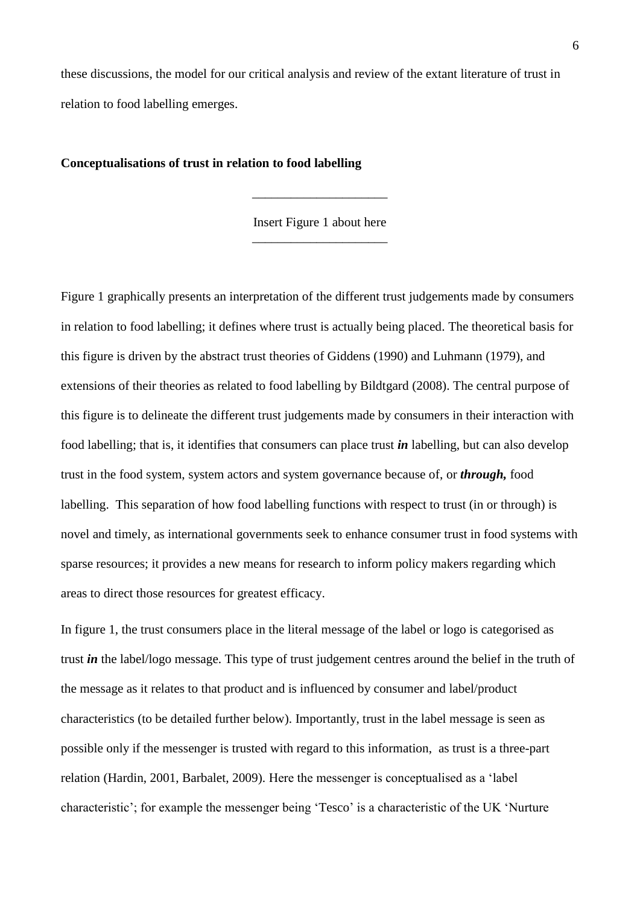these discussions, the model for our critical analysis and review of the extant literature of trust in relation to food labelling emerges.

**Conceptualisations of trust in relation to food labelling**

---

Insert Figure 1 about here

---

Figure 1 graphically presents an interpretation of the different trust judgements made by consumers in relation to food labelling; it defines where trust is actually being placed. The theoretical basis for this figure is driven by the abstract trust theories of Giddens (1990) and Luhmann (1979), and extensions of their theories as related to food labelling by Bildtgard (2008). The central purpose of this figure is to delineate the different trust judgements made by consumers in their interaction with food labelling; that is, it identifies that consumers can place trust ***in*** labelling, but can also develop trust in the food system, system actors and system governance because of, or ***through,*** food labelling. This separation of how food labelling functions with respect to trust (in or through) is novel and timely, as international governments seek to enhance consumer trust in food systems with sparse resources; it provides a new means for research to inform policy makers regarding which areas to direct those resources for greatest efficacy.

In figure 1, the trust consumers place in the literal message of the label or logo is categorised as trust ***in*** the label/logo message. This type of trust judgement centres around the belief in the truth of the message as it relates to that product and is influenced by consumer and label/product characteristics (to be detailed further below). Importantly, trust in the label message is seen as possible only if the messenger is trusted with regard to this information, as trust is a three-part relation (Hardin, 2001, Barbalet, 2009). Here the messenger is conceptualised as a 'label characteristic'; for example the messenger being 'Tesco' is a characteristic of the UK 'Nurture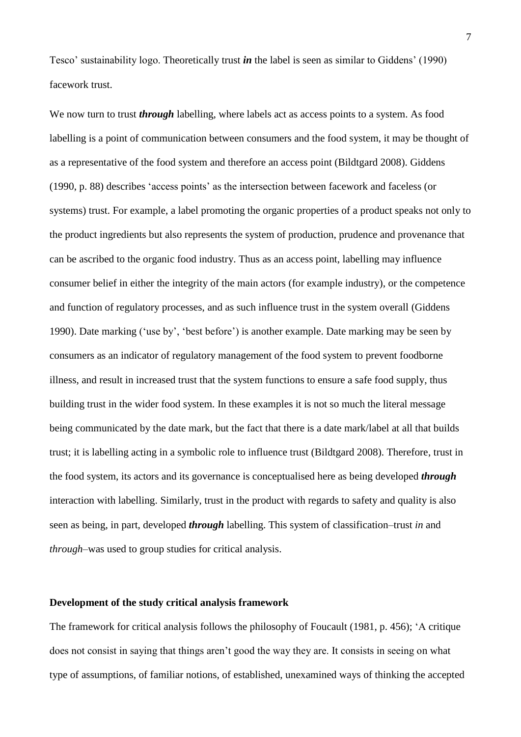Tesco' sustainability logo. Theoretically trust ***in*** the label is seen as similar to Giddens' (1990) facework trust.

We now turn to trust ***through*** labelling, where labels act as access points to a system. As food labelling is a point of communication between consumers and the food system, it may be thought of as a representative of the food system and therefore an access point (Bildtgard 2008). Giddens (1990, p. 88) describes 'access points' as the intersection between facework and faceless (or systems) trust. For example, a label promoting the organic properties of a product speaks not only to the product ingredients but also represents the system of production, prudence and provenance that can be ascribed to the organic food industry. Thus as an access point, labelling may influence consumer belief in either the integrity of the main actors (for example industry), or the competence and function of regulatory processes, and as such influence trust in the system overall (Giddens 1990). Date marking ('use by', 'best before') is another example. Date marking may be seen by consumers as an indicator of regulatory management of the food system to prevent foodborne illness, and result in increased trust that the system functions to ensure a safe food supply, thus building trust in the wider food system. In these examples it is not so much the literal message being communicated by the date mark, but the fact that there is a date mark/label at all that builds trust; it is labelling acting in a symbolic role to influence trust (Bildtgard 2008). Therefore, trust in the food system, its actors and its governance is conceptualised here as being developed ***through*** interaction with labelling. Similarly, trust in the product with regards to safety and quality is also seen as being, in part, developed ***through*** labelling. This system of classification–trust *in* and *through*–was used to group studies for critical analysis.

**Development of the study critical analysis framework**

The framework for critical analysis follows the philosophy of Foucault (1981, p. 456); 'A critique does not consist in saying that things aren't good the way they are. It consists in seeing on what type of assumptions, of familiar notions, of established, unexamined ways of thinking the accepted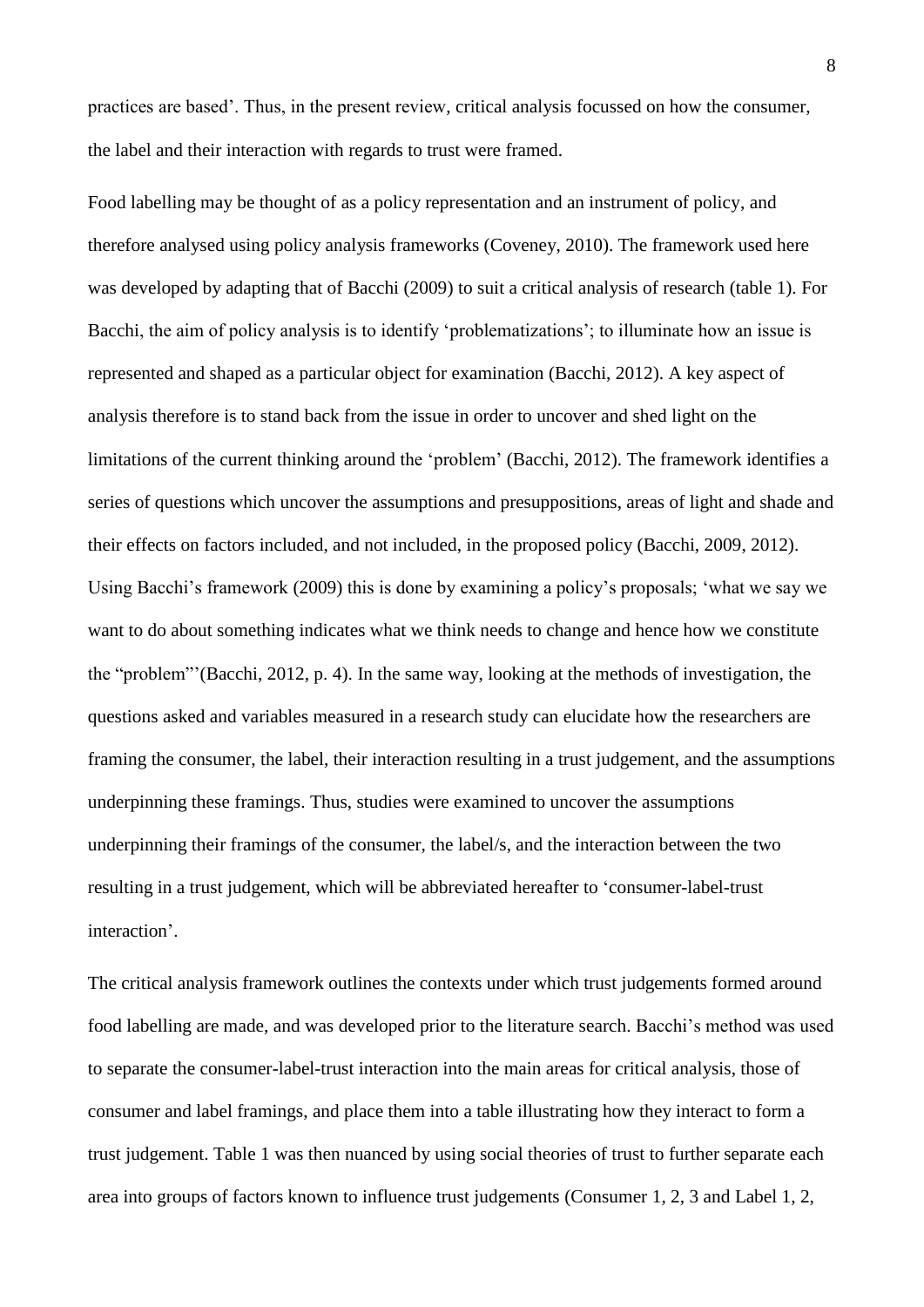practices are based'. Thus, in the present review, critical analysis focussed on how the consumer, the label and their interaction with regards to trust were framed.

Food labelling may be thought of as a policy representation and an instrument of policy, and therefore analysed using policy analysis frameworks (Coveney, 2010). The framework used here was developed by adapting that of Bacchi (2009) to suit a critical analysis of research (table 1). For Bacchi, the aim of policy analysis is to identify 'problematizations'; to illuminate how an issue is represented and shaped as a particular object for examination (Bacchi, 2012). A key aspect of analysis therefore is to stand back from the issue in order to uncover and shed light on the limitations of the current thinking around the 'problem' (Bacchi, 2012). The framework identifies a series of questions which uncover the assumptions and presuppositions, areas of light and shade and their effects on factors included, and not included, in the proposed policy (Bacchi, 2009, 2012). Using Bacchi's framework (2009) this is done by examining a policy's proposals; 'what we say we want to do about something indicates what we think needs to change and hence how we constitute the "problem"'(Bacchi, 2012, p. 4). In the same way, looking at the methods of investigation, the questions asked and variables measured in a research study can elucidate how the researchers are framing the consumer, the label, their interaction resulting in a trust judgement, and the assumptions underpinning these framings. Thus, studies were examined to uncover the assumptions underpinning their framings of the consumer, the label/s, and the interaction between the two resulting in a trust judgement, which will be abbreviated hereafter to 'consumer-label-trust interaction'.

The critical analysis framework outlines the contexts under which trust judgements formed around food labelling are made, and was developed prior to the literature search. Bacchi's method was used to separate the consumer-label-trust interaction into the main areas for critical analysis, those of consumer and label framings, and place them into a table illustrating how they interact to form a trust judgement. Table 1 was then nuanced by using social theories of trust to further separate each area into groups of factors known to influence trust judgements (Consumer 1, 2, 3 and Label 1, 2,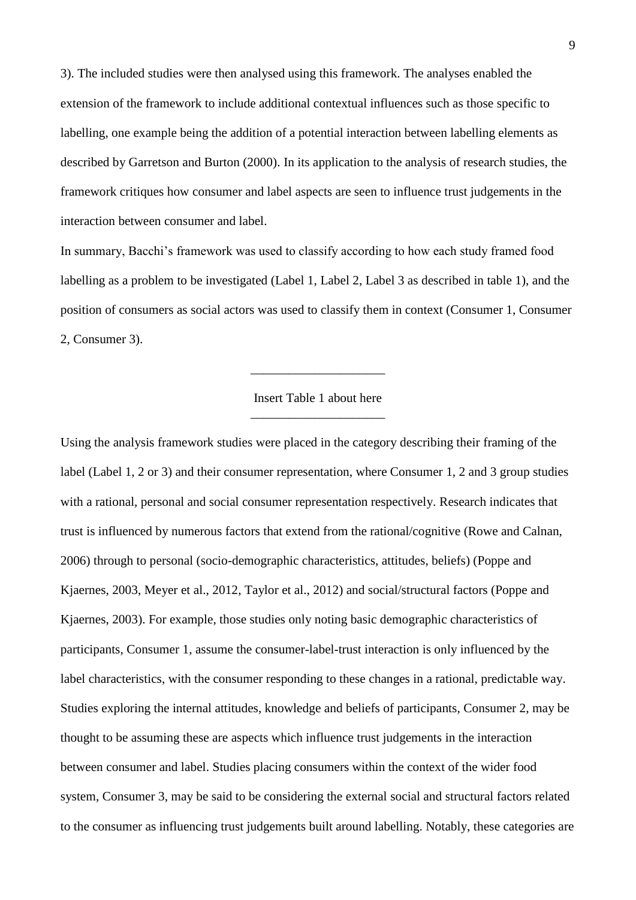3). The included studies were then analysed using this framework. The analyses enabled the extension of the framework to include additional contextual influences such as those specific to labelling, one example being the addition of a potential interaction between labelling elements as described by Garretson and Burton (2000). In its application to the analysis of research studies, the framework critiques how consumer and label aspects are seen to influence trust judgements in the interaction between consumer and label.

In summary, Bacchi's framework was used to classify according to how each study framed food labelling as a problem to be investigated (Label 1, Label 2, Label 3 as described in table 1), and the position of consumers as social actors was used to classify them in context (Consumer 1, Consumer 2, Consumer 3).

---

Insert Table 1 about here

---

Using the analysis framework studies were placed in the category describing their framing of the label (Label 1, 2 or 3) and their consumer representation, where Consumer 1, 2 and 3 group studies with a rational, personal and social consumer representation respectively. Research indicates that trust is influenced by numerous factors that extend from the rational/cognitive (Rowe and Calnan, 2006) through to personal (socio-demographic characteristics, attitudes, beliefs) (Poppe and Kjaernes, 2003, Meyer et al., 2012, Taylor et al., 2012) and social/structural factors (Poppe and Kjaernes, 2003). For example, those studies only noting basic demographic characteristics of participants, Consumer 1, assume the consumer-label-trust interaction is only influenced by the label characteristics, with the consumer responding to these changes in a rational, predictable way. Studies exploring the internal attitudes, knowledge and beliefs of participants, Consumer 2, may be thought to be assuming these are aspects which influence trust judgements in the interaction between consumer and label. Studies placing consumers within the context of the wider food system, Consumer 3, may be said to be considering the external social and structural factors related to the consumer as influencing trust judgements built around labelling. Notably, these categories are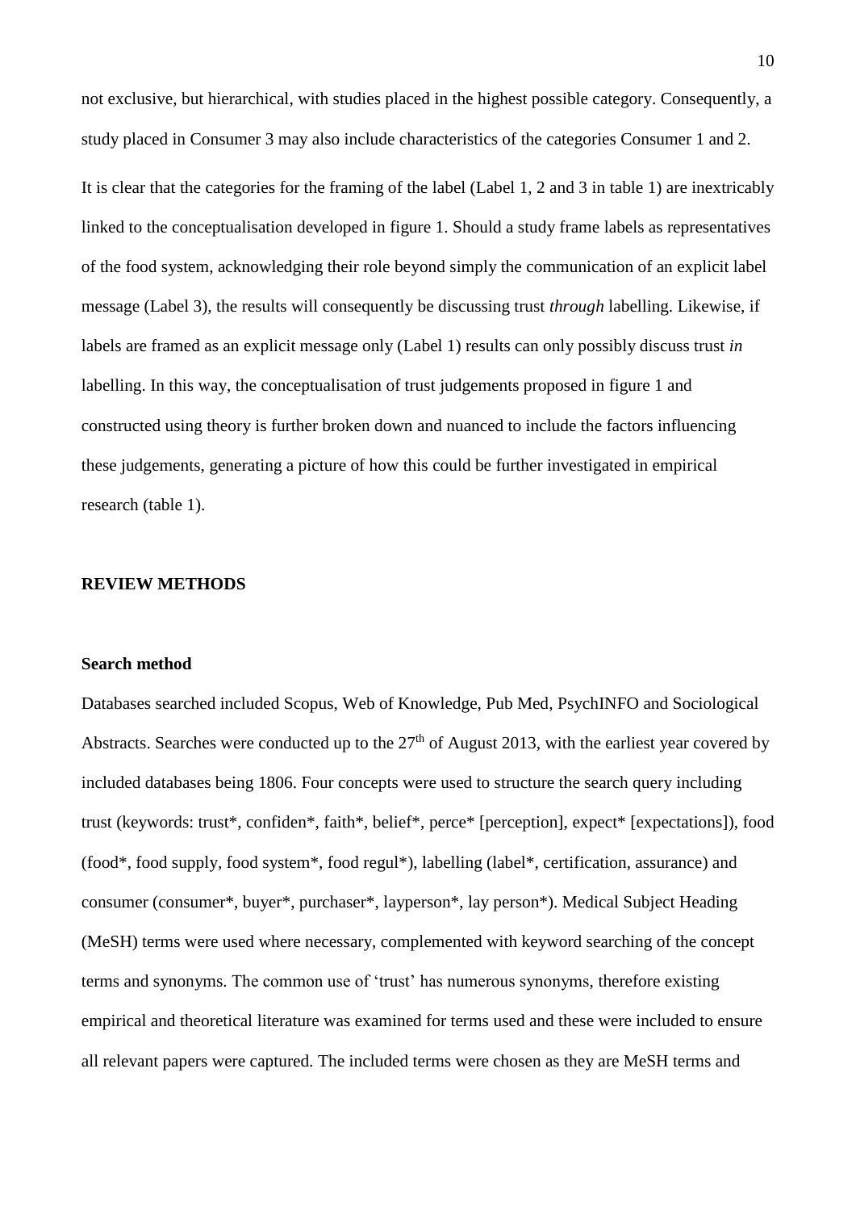not exclusive, but hierarchical, with studies placed in the highest possible category. Consequently, a study placed in Consumer 3 may also include characteristics of the categories Consumer 1 and 2.

It is clear that the categories for the framing of the label (Label 1, 2 and 3 in table 1) are inextricably linked to the conceptualisation developed in figure 1. Should a study frame labels as representatives of the food system, acknowledging their role beyond simply the communication of an explicit label message (Label 3), the results will consequently be discussing trust *through* labelling. Likewise, if labels are framed as an explicit message only (Label 1) results can only possibly discuss trust *in* labelling. In this way, the conceptualisation of trust judgements proposed in figure 1 and constructed using theory is further broken down and nuanced to include the factors influencing these judgements, generating a picture of how this could be further investigated in empirical research (table 1).

## REVIEW METHODS

### Search method

Databases searched included Scopus, Web of Knowledge, Pub Med, PsychINFO and Sociological Abstracts. Searches were conducted up to the 27$^{th}$ of August 2013, with the earliest year covered by included databases being 1806. Four concepts were used to structure the search query including trust (keywords: trust*, confiden*, faith*, belief*, perce* [perception], expect* [expectations]), food (food*, food supply, food system*, food regul*), labelling (label*, certification, assurance) and consumer (consumer*, buyer*, purchaser*, layperson*, lay person*). Medical Subject Heading (MeSH) terms were used where necessary, complemented with keyword searching of the concept terms and synonyms. The common use of 'trust' has numerous synonyms, therefore existing empirical and theoretical literature was examined for terms used and these were included to ensure all relevant papers were captured. The included terms were chosen as they are MeSH terms and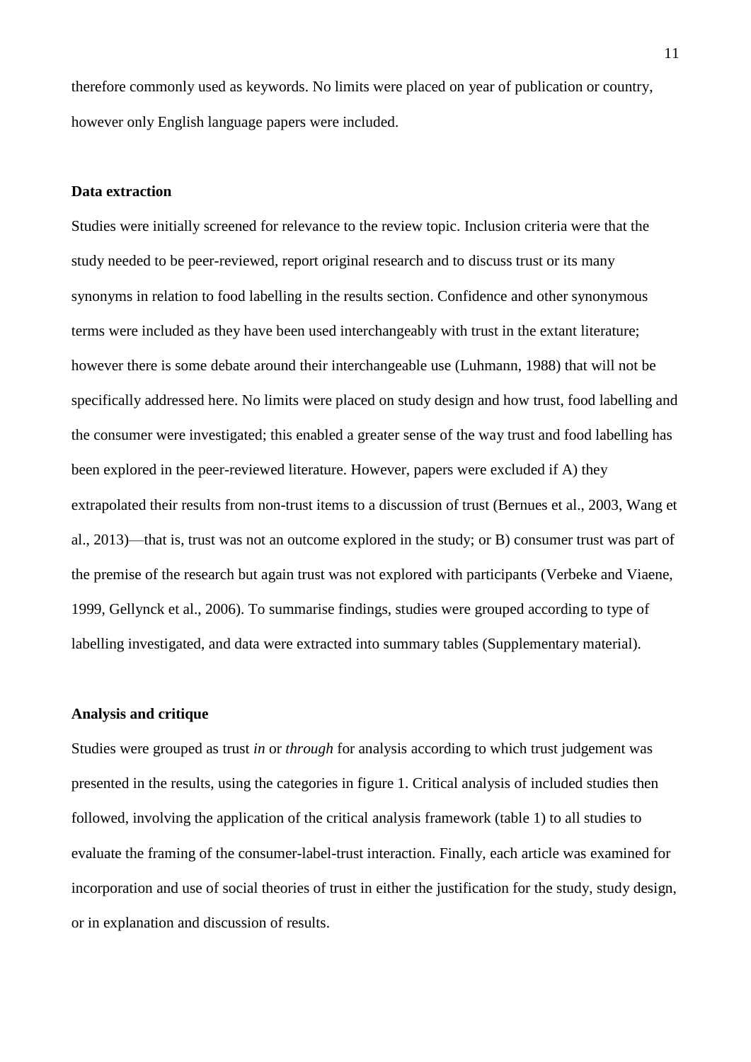therefore commonly used as keywords. No limits were placed on year of publication or country, however only English language papers were included.

**Data extraction**

Studies were initially screened for relevance to the review topic. Inclusion criteria were that the study needed to be peer-reviewed, report original research and to discuss trust or its many synonyms in relation to food labelling in the results section. Confidence and other synonymous terms were included as they have been used interchangeably with trust in the extant literature; however there is some debate around their interchangeable use (Luhmann, 1988) that will not be specifically addressed here. No limits were placed on study design and how trust, food labelling and the consumer were investigated; this enabled a greater sense of the way trust and food labelling has been explored in the peer-reviewed literature. However, papers were excluded if A) they extrapolated their results from non-trust items to a discussion of trust (Bernues et al., 2003, Wang et al., 2013)—that is, trust was not an outcome explored in the study; or B) consumer trust was part of the premise of the research but again trust was not explored with participants (Verbeke and Viaene, 1999, Gellynck et al., 2006). To summarise findings, studies were grouped according to type of labelling investigated, and data were extracted into summary tables (Supplementary material).

**Analysis and critique**

Studies were grouped as trust *in* or *through* for analysis according to which trust judgement was presented in the results, using the categories in figure 1. Critical analysis of included studies then followed, involving the application of the critical analysis framework (table 1) to all studies to evaluate the framing of the consumer-label-trust interaction. Finally, each article was examined for incorporation and use of social theories of trust in either the justification for the study, study design, or in explanation and discussion of results.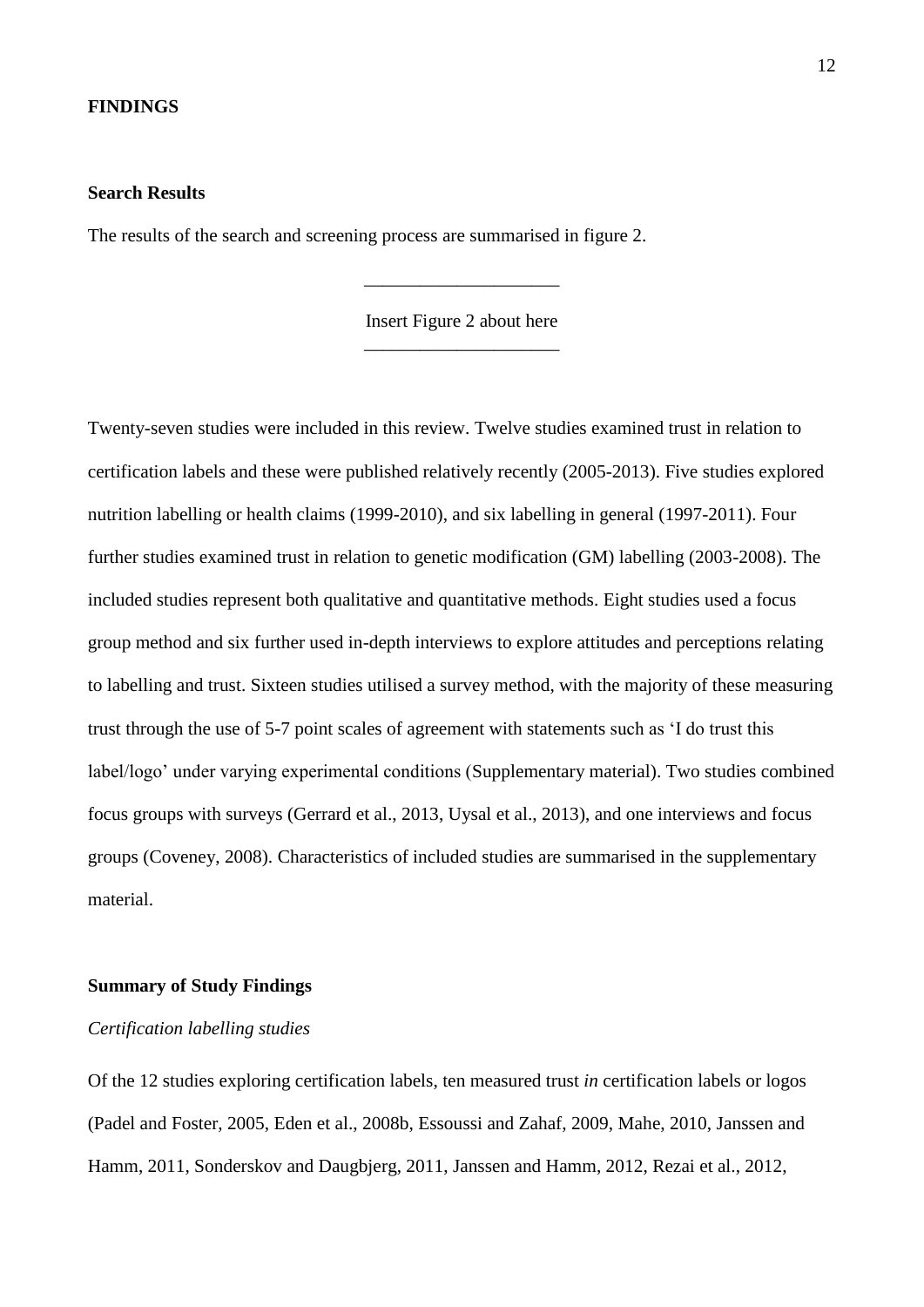# FINDINGS

## Search Results

The results of the search and screening process are summarised in figure 2.

---

Insert Figure 2 about here

---

Twenty-seven studies were included in this review. Twelve studies examined trust in relation to certification labels and these were published relatively recently (2005-2013). Five studies explored nutrition labelling or health claims (1999-2010), and six labelling in general (1997-2011). Four further studies examined trust in relation to genetic modification (GM) labelling (2003-2008). The included studies represent both qualitative and quantitative methods. Eight studies used a focus group method and six further used in-depth interviews to explore attitudes and perceptions relating to labelling and trust. Sixteen studies utilised a survey method, with the majority of these measuring trust through the use of 5-7 point scales of agreement with statements such as 'I do trust this label/logo' under varying experimental conditions (Supplementary material). Two studies combined focus groups with surveys (Gerrard et al., 2013, Uysal et al., 2013), and one interviews and focus groups (Coveney, 2008). Characteristics of included studies are summarised in the supplementary material.

## Summary of Study Findings

### *Certification labelling studies*

Of the 12 studies exploring certification labels, ten measured trust *in* certification labels or logos (Padel and Foster, 2005, Eden et al., 2008b, Essoussi and Zahaf, 2009, Mahe, 2010, Janssen and Hamm, 2011, Sonderskov and Daugbjerg, 2011, Janssen and Hamm, 2012, Rezai et al., 2012,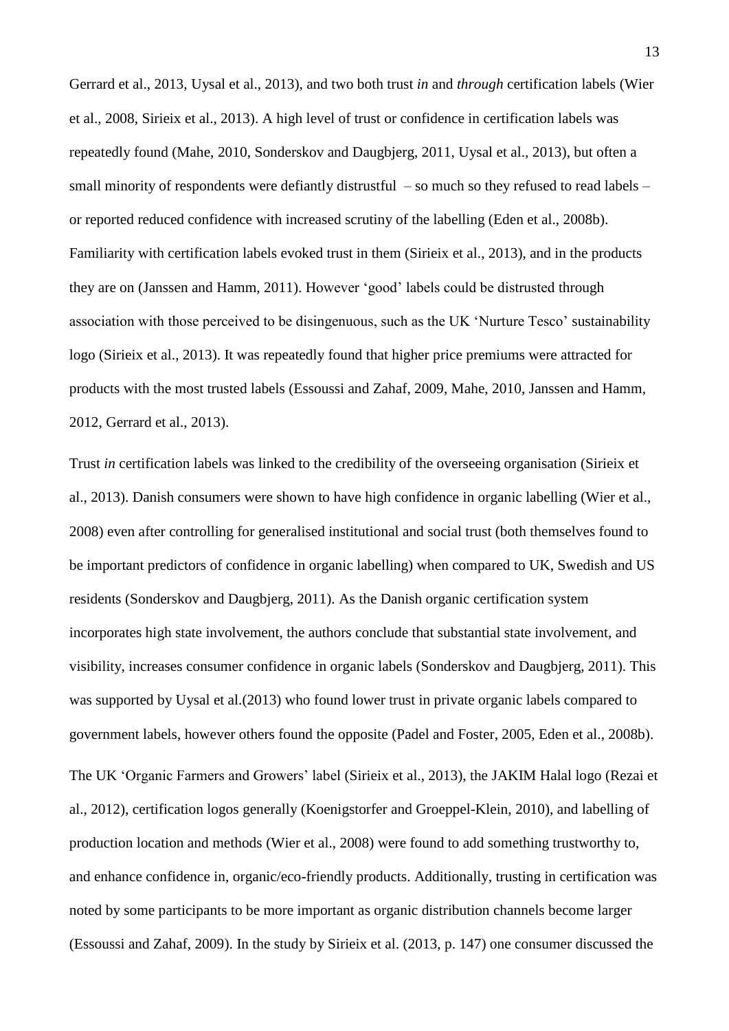Gerrard et al., 2013, Uysal et al., 2013), and two both trust *in* and *through* certification labels (Wier et al., 2008, Sirieix et al., 2013). A high level of trust or confidence in certification labels was repeatedly found (Mahe, 2010, Sonderskov and Daugbjerg, 2011, Uysal et al., 2013), but often a small minority of respondents were defiantly distrustful – so much so they refused to read labels – or reported reduced confidence with increased scrutiny of the labelling (Eden et al., 2008b). Familiarity with certification labels evoked trust in them (Sirieix et al., 2013), and in the products they are on (Janssen and Hamm, 2011). However 'good' labels could be distrusted through association with those perceived to be disingenuous, such as the UK 'Nurture Tesco' sustainability logo (Sirieix et al., 2013). It was repeatedly found that higher price premiums were attracted for products with the most trusted labels (Essoussi and Zahaf, 2009, Mahe, 2010, Janssen and Hamm, 2012, Gerrard et al., 2013).

Trust *in* certification labels was linked to the credibility of the overseeing organisation (Sirieix et al., 2013). Danish consumers were shown to have high confidence in organic labelling (Wier et al., 2008) even after controlling for generalised institutional and social trust (both themselves found to be important predictors of confidence in organic labelling) when compared to UK, Swedish and US residents (Sonderskov and Daugbjerg, 2011). As the Danish organic certification system incorporates high state involvement, the authors conclude that substantial state involvement, and visibility, increases consumer confidence in organic labels (Sonderskov and Daugbjerg, 2011). This was supported by Uysal et al.(2013) who found lower trust in private organic labels compared to government labels, however others found the opposite (Padel and Foster, 2005, Eden et al., 2008b).

The UK 'Organic Farmers and Growers' label (Sirieix et al., 2013), the JAKIM Halal logo (Rezai et al., 2012), certification logos generally (Koenigstorfer and Groeppel-Klein, 2010), and labelling of production location and methods (Wier et al., 2008) were found to add something trustworthy to, and enhance confidence in, organic/eco-friendly products. Additionally, trusting in certification was noted by some participants to be more important as organic distribution channels become larger (Essoussi and Zahaf, 2009). In the study by Sirieix et al. (2013, p. 147) one consumer discussed the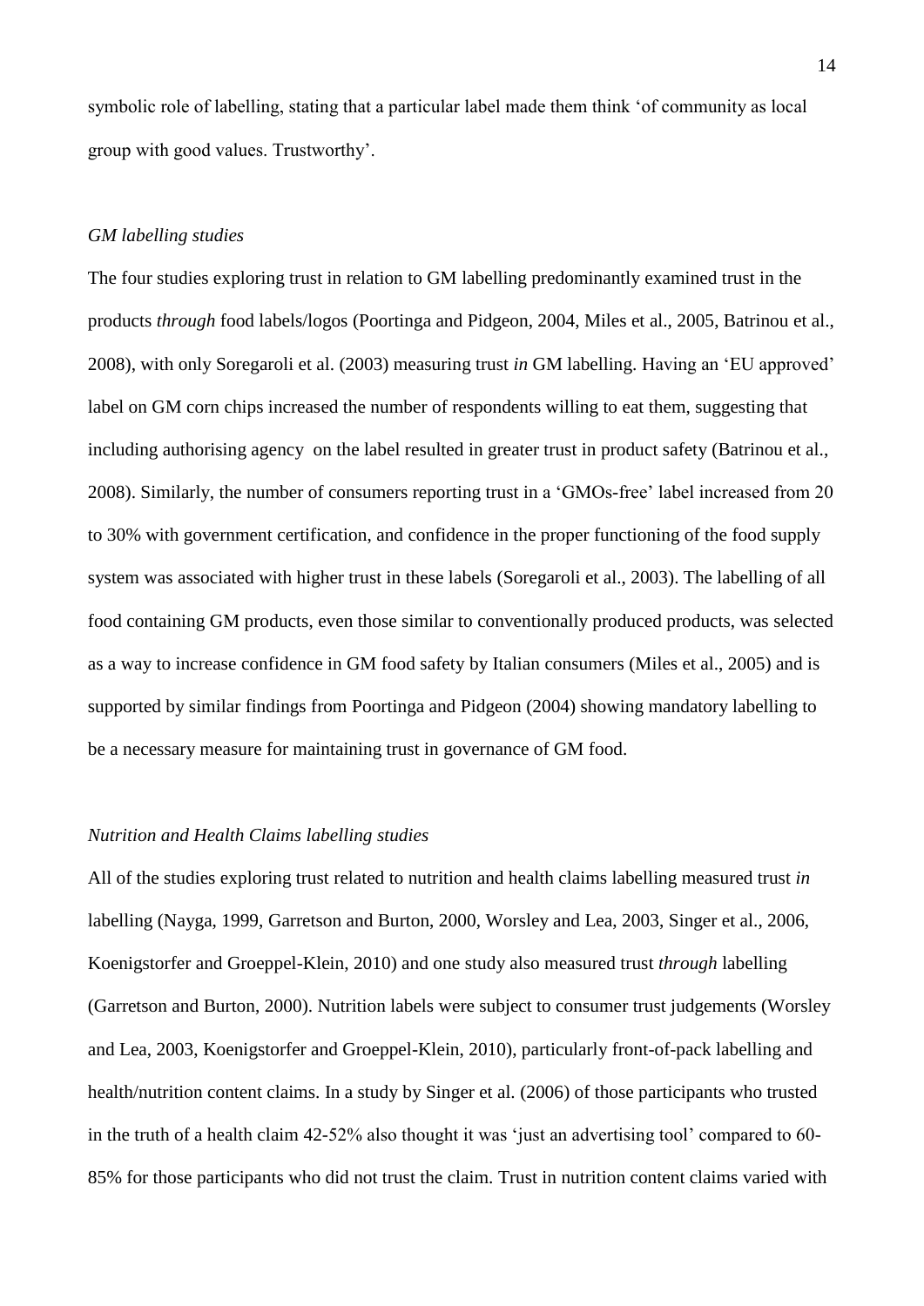symbolic role of labelling, stating that a particular label made them think 'of community as local group with good values. Trustworthy'.

*GM labelling studies*

The four studies exploring trust in relation to GM labelling predominantly examined trust in the products *through* food labels/logos (Poortinga and Pidgeon, 2004, Miles et al., 2005, Batrinou et al., 2008), with only Soregaroli et al. (2003) measuring trust *in* GM labelling. Having an 'EU approved' label on GM corn chips increased the number of respondents willing to eat them, suggesting that including authorising agency on the label resulted in greater trust in product safety (Batrinou et al., 2008). Similarly, the number of consumers reporting trust in a 'GMOs-free' label increased from 20 to 30% with government certification, and confidence in the proper functioning of the food supply system was associated with higher trust in these labels (Soregaroli et al., 2003). The labelling of all food containing GM products, even those similar to conventionally produced products, was selected as a way to increase confidence in GM food safety by Italian consumers (Miles et al., 2005) and is supported by similar findings from Poortinga and Pidgeon (2004) showing mandatory labelling to be a necessary measure for maintaining trust in governance of GM food.

*Nutrition and Health Claims labelling studies*

All of the studies exploring trust related to nutrition and health claims labelling measured trust *in* labelling (Nayga, 1999, Garretson and Burton, 2000, Worsley and Lea, 2003, Singer et al., 2006, Koenigstorfer and Groeppel-Klein, 2010) and one study also measured trust *through* labelling (Garretson and Burton, 2000). Nutrition labels were subject to consumer trust judgements (Worsley and Lea, 2003, Koenigstorfer and Groeppel-Klein, 2010), particularly front-of-pack labelling and health/nutrition content claims. In a study by Singer et al. (2006) of those participants who trusted in the truth of a health claim 42-52% also thought it was 'just an advertising tool' compared to 60-85% for those participants who did not trust the claim. Trust in nutrition content claims varied with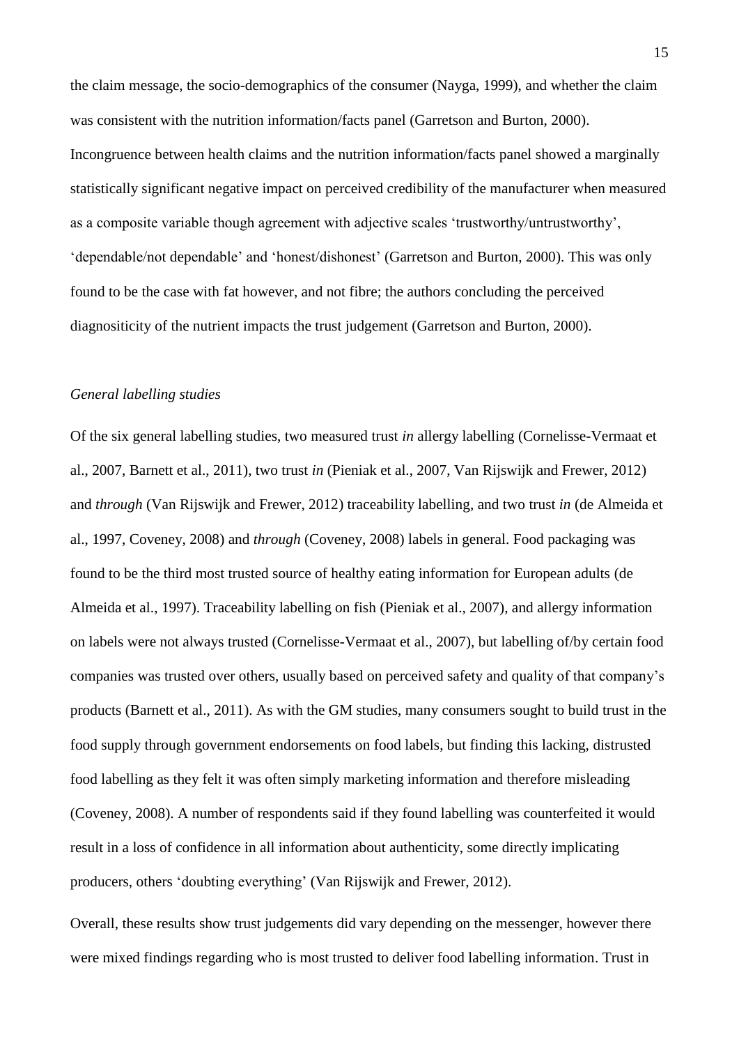the claim message, the socio-demographics of the consumer (Nayga, 1999), and whether the claim was consistent with the nutrition information/facts panel (Garretson and Burton, 2000). Incongruence between health claims and the nutrition information/facts panel showed a marginally statistically significant negative impact on perceived credibility of the manufacturer when measured as a composite variable though agreement with adjective scales 'trustworthy/untrustworthy', 'dependable/not dependable' and 'honest/dishonest' (Garretson and Burton, 2000). This was only found to be the case with fat however, and not fibre; the authors concluding the perceived diagnositicity of the nutrient impacts the trust judgement (Garretson and Burton, 2000).

*General labelling studies*

Of the six general labelling studies, two measured trust *in* allergy labelling (Cornelisse-Vermaat et al., 2007, Barnett et al., 2011), two trust *in* (Pieniak et al., 2007, Van Rijswijk and Frewer, 2012) and *through* (Van Rijswijk and Frewer, 2012) traceability labelling, and two trust *in* (de Almeida et al., 1997, Coveney, 2008) and *through* (Coveney, 2008) labels in general. Food packaging was found to be the third most trusted source of healthy eating information for European adults (de Almeida et al., 1997). Traceability labelling on fish (Pieniak et al., 2007), and allergy information on labels were not always trusted (Cornelisse-Vermaat et al., 2007), but labelling of/by certain food companies was trusted over others, usually based on perceived safety and quality of that company's products (Barnett et al., 2011). As with the GM studies, many consumers sought to build trust in the food supply through government endorsements on food labels, but finding this lacking, distrusted food labelling as they felt it was often simply marketing information and therefore misleading (Coveney, 2008). A number of respondents said if they found labelling was counterfeited it would result in a loss of confidence in all information about authenticity, some directly implicating producers, others 'doubting everything' (Van Rijswijk and Frewer, 2012).

Overall, these results show trust judgements did vary depending on the messenger, however there were mixed findings regarding who is most trusted to deliver food labelling information. Trust in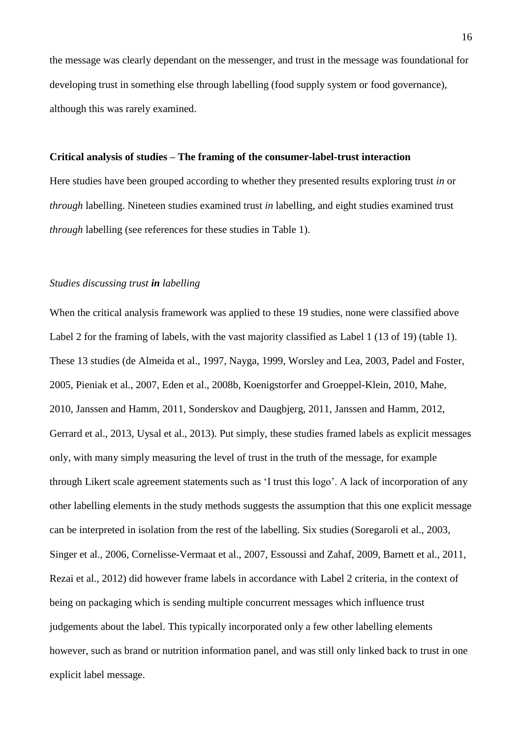the message was clearly dependant on the messenger, and trust in the message was foundational for developing trust in something else through labelling (food supply system or food governance), although this was rarely examined.

**Critical analysis of studies – The framing of the consumer-label-trust interaction**

Here studies have been grouped according to whether they presented results exploring trust *in* or *through* labelling. Nineteen studies examined trust *in* labelling, and eight studies examined trust *through* labelling (see references for these studies in Table 1).

*Studies discussing trust **in** labelling*

When the critical analysis framework was applied to these 19 studies, none were classified above Label 2 for the framing of labels, with the vast majority classified as Label 1 (13 of 19) (table 1). These 13 studies (de Almeida et al., 1997, Nayga, 1999, Worsley and Lea, 2003, Padel and Foster, 2005, Pieniak et al., 2007, Eden et al., 2008b, Koenigstorfer and Groeppel-Klein, 2010, Mahe, 2010, Janssen and Hamm, 2011, Sonderskov and Daugbjerg, 2011, Janssen and Hamm, 2012, Gerrard et al., 2013, Uysal et al., 2013). Put simply, these studies framed labels as explicit messages only, with many simply measuring the level of trust in the truth of the message, for example through Likert scale agreement statements such as 'I trust this logo'. A lack of incorporation of any other labelling elements in the study methods suggests the assumption that this one explicit message can be interpreted in isolation from the rest of the labelling. Six studies (Soregaroli et al., 2003, Singer et al., 2006, Cornelisse-Vermaat et al., 2007, Essoussi and Zahaf, 2009, Barnett et al., 2011, Rezai et al., 2012) did however frame labels in accordance with Label 2 criteria, in the context of being on packaging which is sending multiple concurrent messages which influence trust judgements about the label. This typically incorporated only a few other labelling elements however, such as brand or nutrition information panel, and was still only linked back to trust in one explicit label message.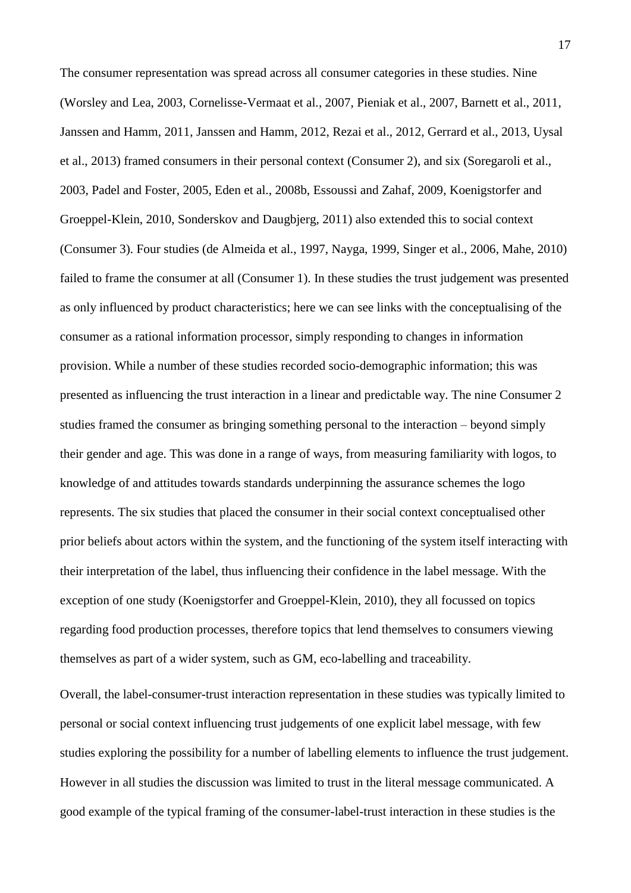The consumer representation was spread across all consumer categories in these studies. Nine (Worsley and Lea, 2003, Cornelisse-Vermaat et al., 2007, Pieniak et al., 2007, Barnett et al., 2011, Janssen and Hamm, 2011, Janssen and Hamm, 2012, Rezai et al., 2012, Gerrard et al., 2013, Uysal et al., 2013) framed consumers in their personal context (Consumer 2), and six (Soregaroli et al., 2003, Padel and Foster, 2005, Eden et al., 2008b, Essoussi and Zahaf, 2009, Koenigstorfer and Groeppel-Klein, 2010, Sonderskov and Daugbjerg, 2011) also extended this to social context (Consumer 3). Four studies (de Almeida et al., 1997, Nayga, 1999, Singer et al., 2006, Mahe, 2010) failed to frame the consumer at all (Consumer 1). In these studies the trust judgement was presented as only influenced by product characteristics; here we can see links with the conceptualising of the consumer as a rational information processor, simply responding to changes in information provision. While a number of these studies recorded socio-demographic information; this was presented as influencing the trust interaction in a linear and predictable way. The nine Consumer 2 studies framed the consumer as bringing something personal to the interaction – beyond simply their gender and age. This was done in a range of ways, from measuring familiarity with logos, to knowledge of and attitudes towards standards underpinning the assurance schemes the logo represents. The six studies that placed the consumer in their social context conceptualised other prior beliefs about actors within the system, and the functioning of the system itself interacting with their interpretation of the label, thus influencing their confidence in the label message. With the exception of one study (Koenigstorfer and Groeppel-Klein, 2010), they all focussed on topics regarding food production processes, therefore topics that lend themselves to consumers viewing themselves as part of a wider system, such as GM, eco-labelling and traceability.

Overall, the label-consumer-trust interaction representation in these studies was typically limited to personal or social context influencing trust judgements of one explicit label message, with few studies exploring the possibility for a number of labelling elements to influence the trust judgement. However in all studies the discussion was limited to trust in the literal message communicated. A good example of the typical framing of the consumer-label-trust interaction in these studies is the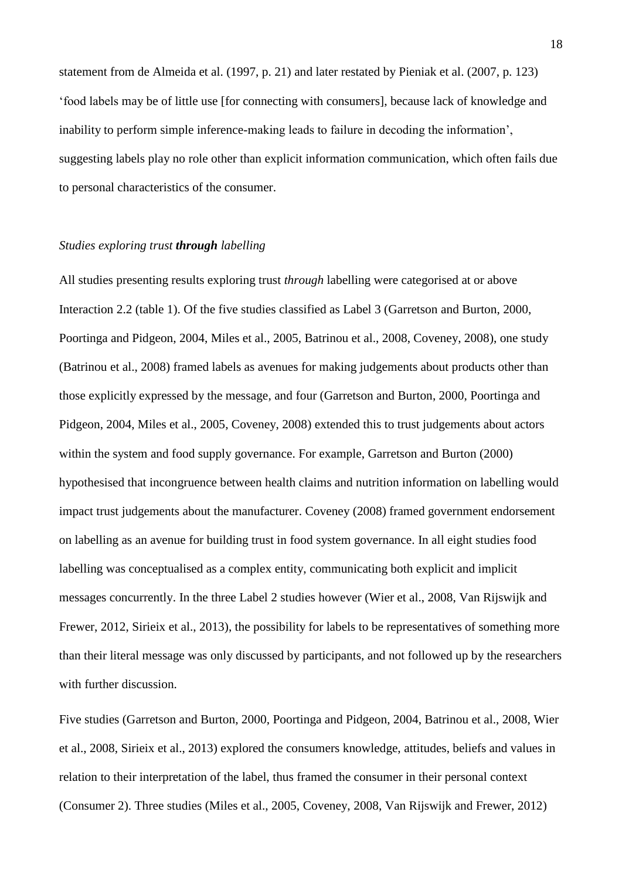statement from de Almeida et al. (1997, p. 21) and later restated by Pieniak et al. (2007, p. 123) ‘food labels may be of little use [for connecting with consumers], because lack of knowledge and inability to perform simple inference-making leads to failure in decoding the information’, suggesting labels play no role other than explicit information communication, which often fails due to personal characteristics of the consumer.

### *Studies exploring trust* ***through*** *labelling*

All studies presenting results exploring trust *through* labelling were categorised at or above Interaction 2.2 (table 1). Of the five studies classified as Label 3 (Garretson and Burton, 2000, Poortinga and Pidgeon, 2004, Miles et al., 2005, Batrinou et al., 2008, Coveney, 2008), one study (Batrinou et al., 2008) framed labels as avenues for making judgements about products other than those explicitly expressed by the message, and four (Garretson and Burton, 2000, Poortinga and Pidgeon, 2004, Miles et al., 2005, Coveney, 2008) extended this to trust judgements about actors within the system and food supply governance. For example, Garretson and Burton (2000) hypothesised that incongruence between health claims and nutrition information on labelling would impact trust judgements about the manufacturer. Coveney (2008) framed government endorsement on labelling as an avenue for building trust in food system governance. In all eight studies food labelling was conceptualised as a complex entity, communicating both explicit and implicit messages concurrently. In the three Label 2 studies however (Wier et al., 2008, Van Rijswijk and Frewer, 2012, Sirieix et al., 2013), the possibility for labels to be representatives of something more than their literal message was only discussed by participants, and not followed up by the researchers with further discussion.

Five studies (Garretson and Burton, 2000, Poortinga and Pidgeon, 2004, Batrinou et al., 2008, Wier et al., 2008, Sirieix et al., 2013) explored the consumers knowledge, attitudes, beliefs and values in relation to their interpretation of the label, thus framed the consumer in their personal context (Consumer 2). Three studies (Miles et al., 2005, Coveney, 2008, Van Rijswijk and Frewer, 2012)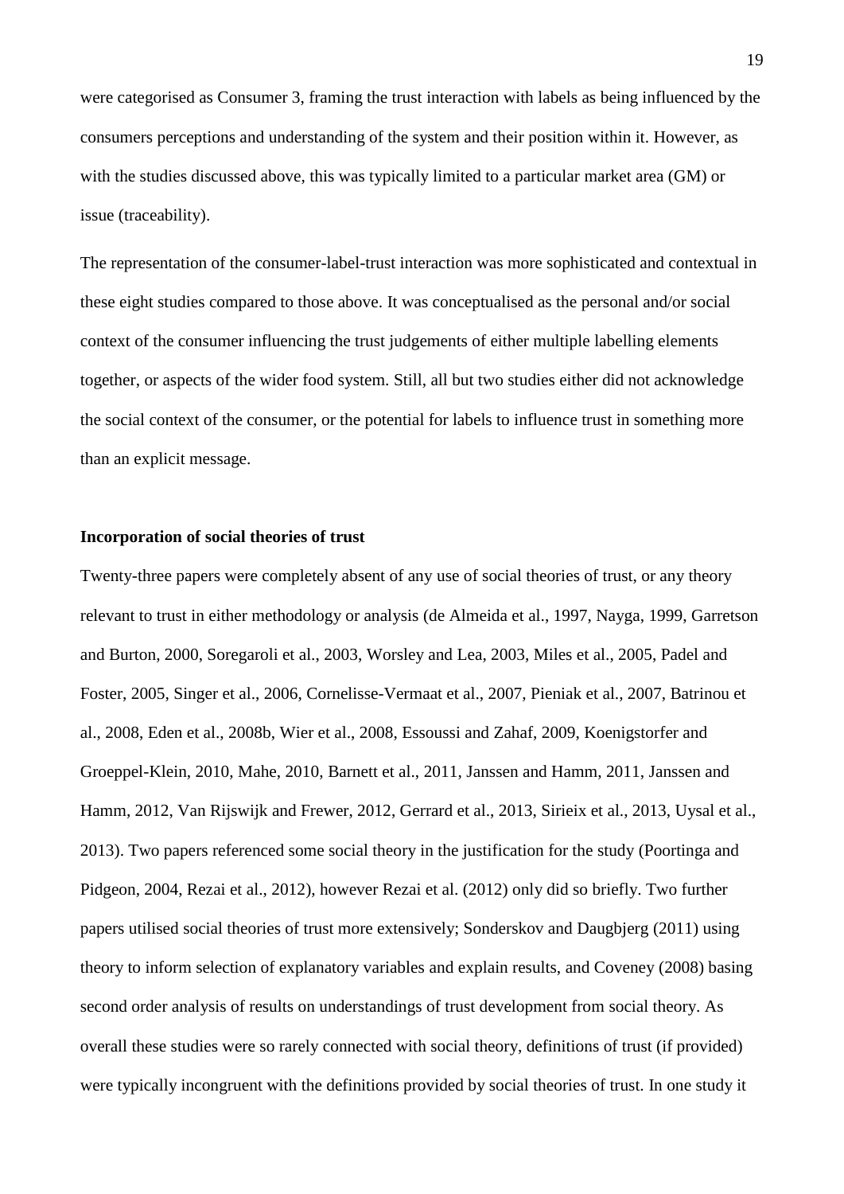were categorised as Consumer 3, framing the trust interaction with labels as being influenced by the consumers perceptions and understanding of the system and their position within it. However, as with the studies discussed above, this was typically limited to a particular market area (GM) or issue (traceability).

The representation of the consumer-label-trust interaction was more sophisticated and contextual in these eight studies compared to those above. It was conceptualised as the personal and/or social context of the consumer influencing the trust judgements of either multiple labelling elements together, or aspects of the wider food system. Still, all but two studies either did not acknowledge the social context of the consumer, or the potential for labels to influence trust in something more than an explicit message.

**Incorporation of social theories of trust**

Twenty-three papers were completely absent of any use of social theories of trust, or any theory relevant to trust in either methodology or analysis (de Almeida et al., 1997, Nayga, 1999, Garretson and Burton, 2000, Soregaroli et al., 2003, Worsley and Lea, 2003, Miles et al., 2005, Padel and Foster, 2005, Singer et al., 2006, Cornelisse-Vermaat et al., 2007, Pieniak et al., 2007, Batrinou et al., 2008, Eden et al., 2008b, Wier et al., 2008, Essoussi and Zahaf, 2009, Koenigstorfer and Groeppel-Klein, 2010, Mahe, 2010, Barnett et al., 2011, Janssen and Hamm, 2011, Janssen and Hamm, 2012, Van Rijswijk and Frewer, 2012, Gerrard et al., 2013, Sirieix et al., 2013, Uysal et al., 2013). Two papers referenced some social theory in the justification for the study (Poortinga and Pidgeon, 2004, Rezai et al., 2012), however Rezai et al. (2012) only did so briefly. Two further papers utilised social theories of trust more extensively; Sonderskov and Daugbjerg (2011) using theory to inform selection of explanatory variables and explain results, and Coveney (2008) basing second order analysis of results on understandings of trust development from social theory. As overall these studies were so rarely connected with social theory, definitions of trust (if provided) were typically incongruent with the definitions provided by social theories of trust. In one study it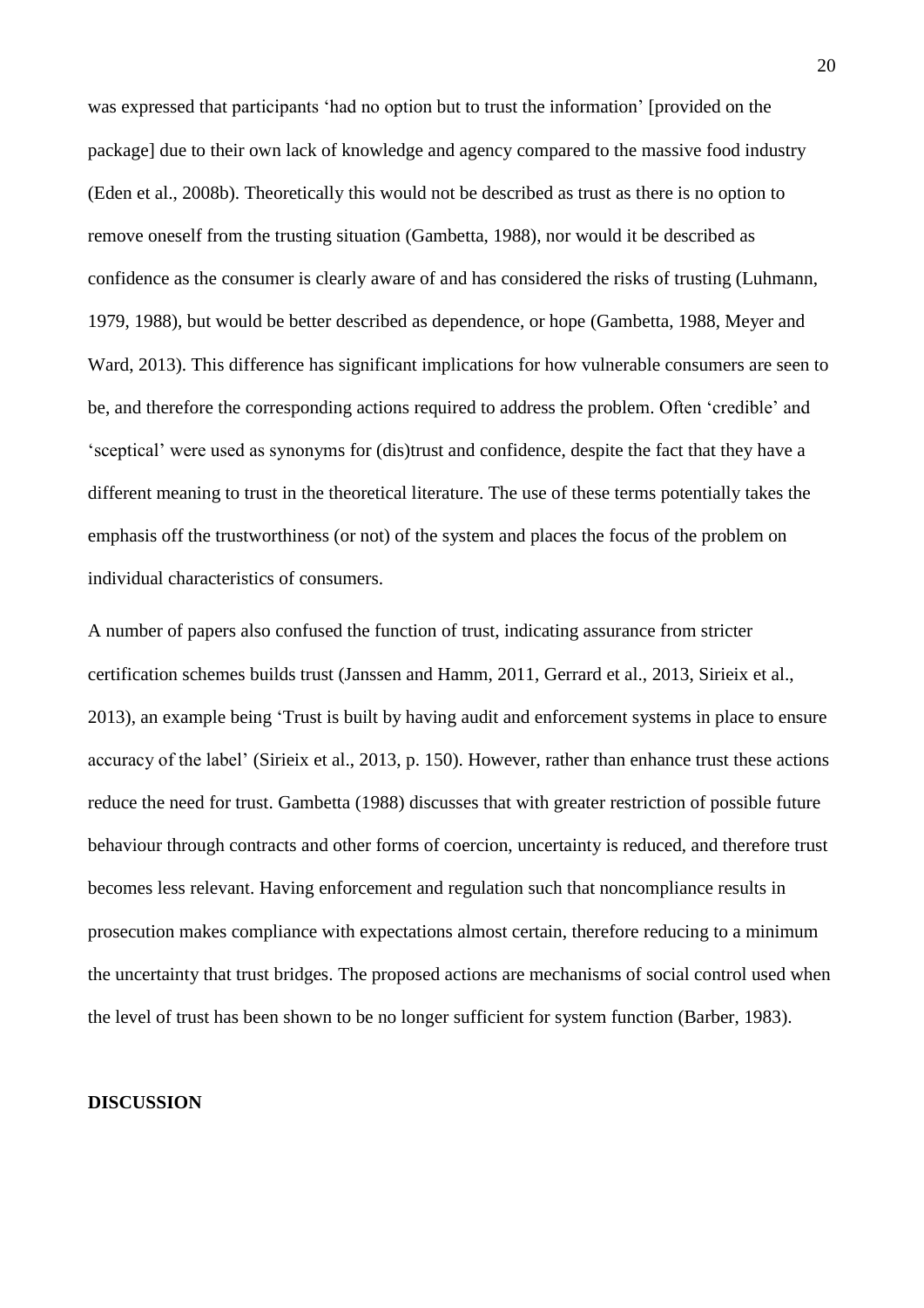was expressed that participants 'had no option but to trust the information' [provided on the package] due to their own lack of knowledge and agency compared to the massive food industry (Eden et al., 2008b). Theoretically this would not be described as trust as there is no option to remove oneself from the trusting situation (Gambetta, 1988), nor would it be described as confidence as the consumer is clearly aware of and has considered the risks of trusting (Luhmann, 1979, 1988), but would be better described as dependence, or hope (Gambetta, 1988, Meyer and Ward, 2013). This difference has significant implications for how vulnerable consumers are seen to be, and therefore the corresponding actions required to address the problem. Often 'credible' and 'sceptical' were used as synonyms for (dis)trust and confidence, despite the fact that they have a different meaning to trust in the theoretical literature. The use of these terms potentially takes the emphasis off the trustworthiness (or not) of the system and places the focus of the problem on individual characteristics of consumers.

A number of papers also confused the function of trust, indicating assurance from stricter certification schemes builds trust (Janssen and Hamm, 2011, Gerrard et al., 2013, Sirieix et al., 2013), an example being 'Trust is built by having audit and enforcement systems in place to ensure accuracy of the label' (Sirieix et al., 2013, p. 150). However, rather than enhance trust these actions reduce the need for trust. Gambetta (1988) discusses that with greater restriction of possible future behaviour through contracts and other forms of coercion, uncertainty is reduced, and therefore trust becomes less relevant. Having enforcement and regulation such that noncompliance results in prosecution makes compliance with expectations almost certain, therefore reducing to a minimum the uncertainty that trust bridges. The proposed actions are mechanisms of social control used when the level of trust has been shown to be no longer sufficient for system function (Barber, 1983).

## DISCUSSION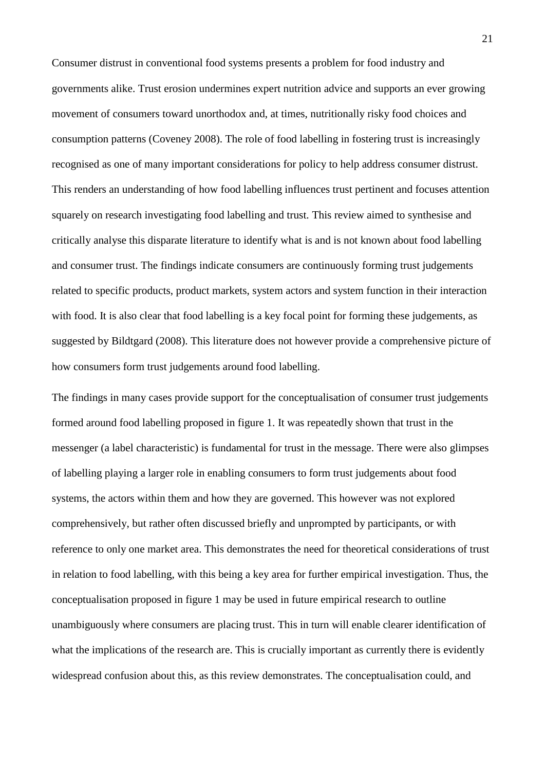Consumer distrust in conventional food systems presents a problem for food industry and governments alike. Trust erosion undermines expert nutrition advice and supports an ever growing movement of consumers toward unorthodox and, at times, nutritionally risky food choices and consumption patterns (Coveney 2008). The role of food labelling in fostering trust is increasingly recognised as one of many important considerations for policy to help address consumer distrust. This renders an understanding of how food labelling influences trust pertinent and focuses attention squarely on research investigating food labelling and trust. This review aimed to synthesise and critically analyse this disparate literature to identify what is and is not known about food labelling and consumer trust. The findings indicate consumers are continuously forming trust judgements related to specific products, product markets, system actors and system function in their interaction with food. It is also clear that food labelling is a key focal point for forming these judgements, as suggested by Bildtgard (2008). This literature does not however provide a comprehensive picture of how consumers form trust judgements around food labelling.

The findings in many cases provide support for the conceptualisation of consumer trust judgements formed around food labelling proposed in figure 1. It was repeatedly shown that trust in the messenger (a label characteristic) is fundamental for trust in the message. There were also glimpses of labelling playing a larger role in enabling consumers to form trust judgements about food systems, the actors within them and how they are governed. This however was not explored comprehensively, but rather often discussed briefly and unprompted by participants, or with reference to only one market area. This demonstrates the need for theoretical considerations of trust in relation to food labelling, with this being a key area for further empirical investigation. Thus, the conceptualisation proposed in figure 1 may be used in future empirical research to outline unambiguously where consumers are placing trust. This in turn will enable clearer identification of what the implications of the research are. This is crucially important as currently there is evidently widespread confusion about this, as this review demonstrates. The conceptualisation could, and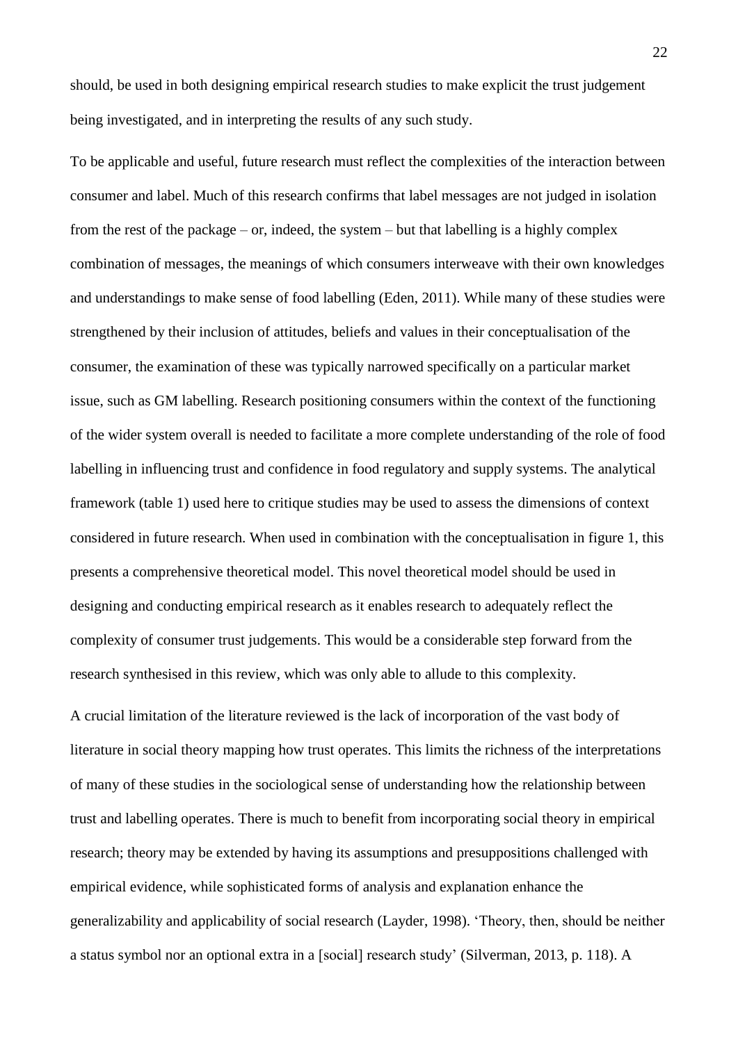should, be used in both designing empirical research studies to make explicit the trust judgement being investigated, and in interpreting the results of any such study.

To be applicable and useful, future research must reflect the complexities of the interaction between consumer and label. Much of this research confirms that label messages are not judged in isolation from the rest of the package – or, indeed, the system – but that labelling is a highly complex combination of messages, the meanings of which consumers interweave with their own knowledges and understandings to make sense of food labelling (Eden, 2011). While many of these studies were strengthened by their inclusion of attitudes, beliefs and values in their conceptualisation of the consumer, the examination of these was typically narrowed specifically on a particular market issue, such as GM labelling. Research positioning consumers within the context of the functioning of the wider system overall is needed to facilitate a more complete understanding of the role of food labelling in influencing trust and confidence in food regulatory and supply systems. The analytical framework (table 1) used here to critique studies may be used to assess the dimensions of context considered in future research. When used in combination with the conceptualisation in figure 1, this presents a comprehensive theoretical model. This novel theoretical model should be used in designing and conducting empirical research as it enables research to adequately reflect the complexity of consumer trust judgements. This would be a considerable step forward from the research synthesised in this review, which was only able to allude to this complexity.

A crucial limitation of the literature reviewed is the lack of incorporation of the vast body of literature in social theory mapping how trust operates. This limits the richness of the interpretations of many of these studies in the sociological sense of understanding how the relationship between trust and labelling operates. There is much to benefit from incorporating social theory in empirical research; theory may be extended by having its assumptions and presuppositions challenged with empirical evidence, while sophisticated forms of analysis and explanation enhance the generalizability and applicability of social research (Layder, 1998). 'Theory, then, should be neither a status symbol nor an optional extra in a [social] research study' (Silverman, 2013, p. 118). A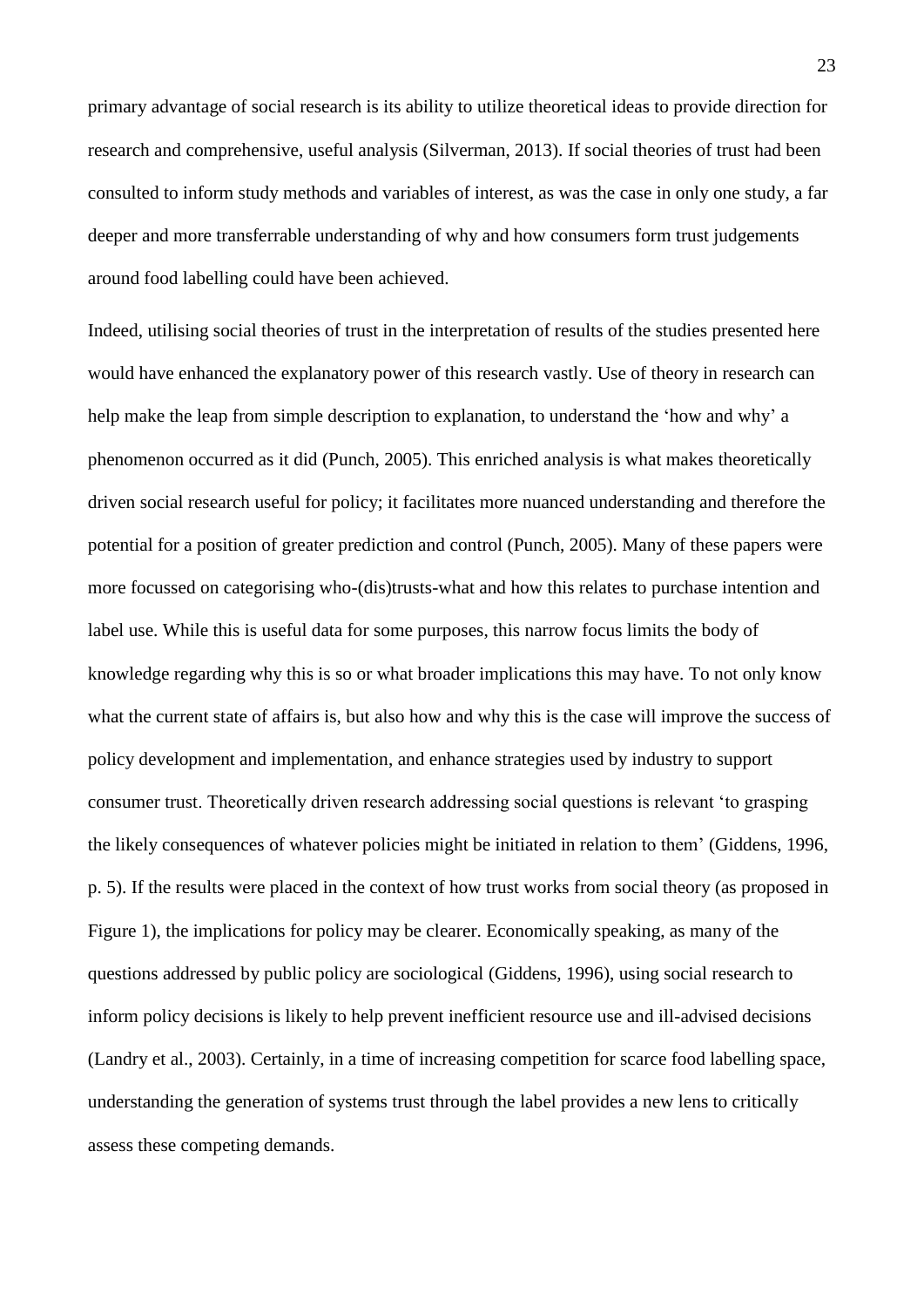primary advantage of social research is its ability to utilize theoretical ideas to provide direction for research and comprehensive, useful analysis (Silverman, 2013). If social theories of trust had been consulted to inform study methods and variables of interest, as was the case in only one study, a far deeper and more transferrable understanding of why and how consumers form trust judgements around food labelling could have been achieved.

Indeed, utilising social theories of trust in the interpretation of results of the studies presented here would have enhanced the explanatory power of this research vastly. Use of theory in research can help make the leap from simple description to explanation, to understand the 'how and why' a phenomenon occurred as it did (Punch, 2005). This enriched analysis is what makes theoretically driven social research useful for policy; it facilitates more nuanced understanding and therefore the potential for a position of greater prediction and control (Punch, 2005). Many of these papers were more focussed on categorising who-(dis)trusts-what and how this relates to purchase intention and label use. While this is useful data for some purposes, this narrow focus limits the body of knowledge regarding why this is so or what broader implications this may have. To not only know what the current state of affairs is, but also how and why this is the case will improve the success of policy development and implementation, and enhance strategies used by industry to support consumer trust. Theoretically driven research addressing social questions is relevant 'to grasping the likely consequences of whatever policies might be initiated in relation to them' (Giddens, 1996, p. 5). If the results were placed in the context of how trust works from social theory (as proposed in Figure 1), the implications for policy may be clearer. Economically speaking, as many of the questions addressed by public policy are sociological (Giddens, 1996), using social research to inform policy decisions is likely to help prevent inefficient resource use and ill-advised decisions (Landry et al., 2003). Certainly, in a time of increasing competition for scarce food labelling space, understanding the generation of systems trust through the label provides a new lens to critically assess these competing demands.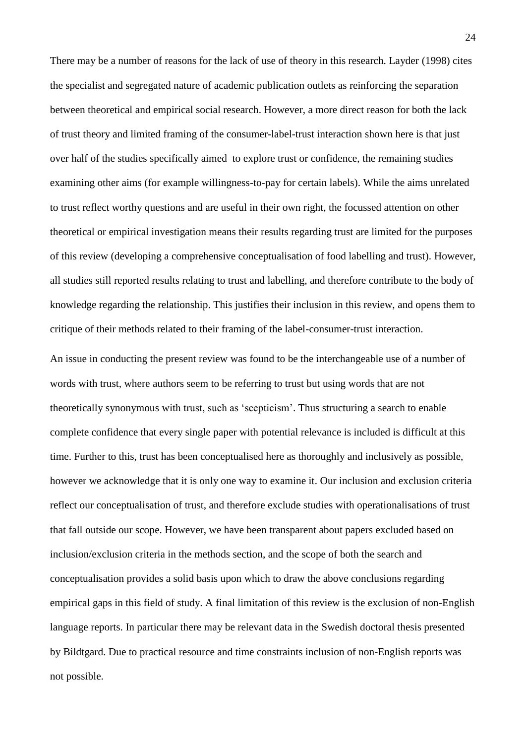There may be a number of reasons for the lack of use of theory in this research. Layder (1998) cites the specialist and segregated nature of academic publication outlets as reinforcing the separation between theoretical and empirical social research. However, a more direct reason for both the lack of trust theory and limited framing of the consumer-label-trust interaction shown here is that just over half of the studies specifically aimed to explore trust or confidence, the remaining studies examining other aims (for example willingness-to-pay for certain labels). While the aims unrelated to trust reflect worthy questions and are useful in their own right, the focussed attention on other theoretical or empirical investigation means their results regarding trust are limited for the purposes of this review (developing a comprehensive conceptualisation of food labelling and trust). However, all studies still reported results relating to trust and labelling, and therefore contribute to the body of knowledge regarding the relationship. This justifies their inclusion in this review, and opens them to critique of their methods related to their framing of the label-consumer-trust interaction.

An issue in conducting the present review was found to be the interchangeable use of a number of words with trust, where authors seem to be referring to trust but using words that are not theoretically synonymous with trust, such as 'scepticism'. Thus structuring a search to enable complete confidence that every single paper with potential relevance is included is difficult at this time. Further to this, trust has been conceptualised here as thoroughly and inclusively as possible, however we acknowledge that it is only one way to examine it. Our inclusion and exclusion criteria reflect our conceptualisation of trust, and therefore exclude studies with operationalisations of trust that fall outside our scope. However, we have been transparent about papers excluded based on inclusion/exclusion criteria in the methods section, and the scope of both the search and conceptualisation provides a solid basis upon which to draw the above conclusions regarding empirical gaps in this field of study. A final limitation of this review is the exclusion of non-English language reports. In particular there may be relevant data in the Swedish doctoral thesis presented by Bildtgard. Due to practical resource and time constraints inclusion of non-English reports was not possible.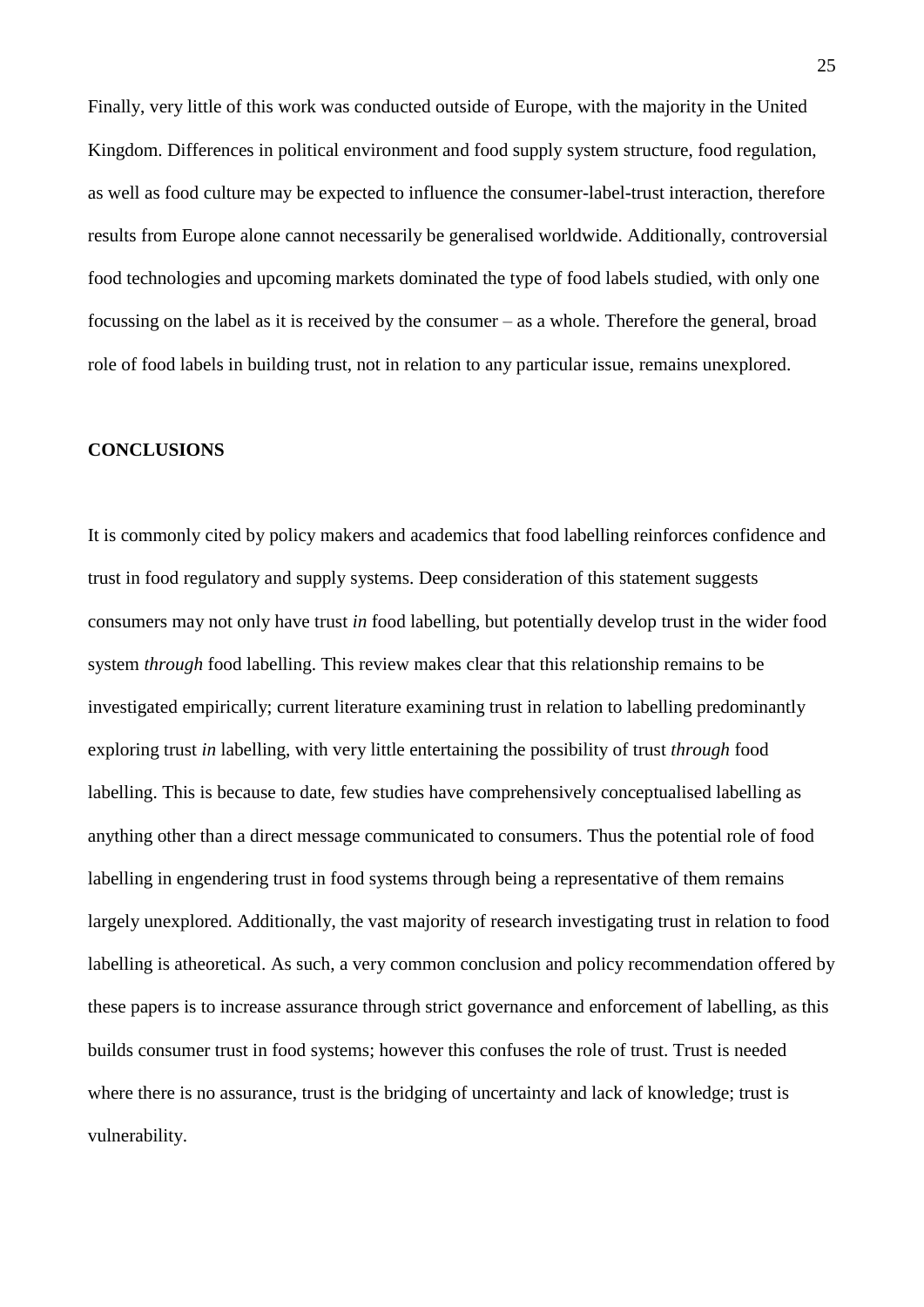Finally, very little of this work was conducted outside of Europe, with the majority in the United Kingdom. Differences in political environment and food supply system structure, food regulation, as well as food culture may be expected to influence the consumer-label-trust interaction, therefore results from Europe alone cannot necessarily be generalised worldwide. Additionally, controversial food technologies and upcoming markets dominated the type of food labels studied, with only one focussing on the label as it is received by the consumer – as a whole. Therefore the general, broad role of food labels in building trust, not in relation to any particular issue, remains unexplored.

## CONCLUSIONS

It is commonly cited by policy makers and academics that food labelling reinforces confidence and trust in food regulatory and supply systems. Deep consideration of this statement suggests consumers may not only have trust *in* food labelling, but potentially develop trust in the wider food system *through* food labelling. This review makes clear that this relationship remains to be investigated empirically; current literature examining trust in relation to labelling predominantly exploring trust *in* labelling, with very little entertaining the possibility of trust *through* food labelling. This is because to date, few studies have comprehensively conceptualised labelling as anything other than a direct message communicated to consumers. Thus the potential role of food labelling in engendering trust in food systems through being a representative of them remains largely unexplored. Additionally, the vast majority of research investigating trust in relation to food labelling is atheoretical. As such, a very common conclusion and policy recommendation offered by these papers is to increase assurance through strict governance and enforcement of labelling, as this builds consumer trust in food systems; however this confuses the role of trust. Trust is needed where there is no assurance, trust is the bridging of uncertainty and lack of knowledge; trust is vulnerability.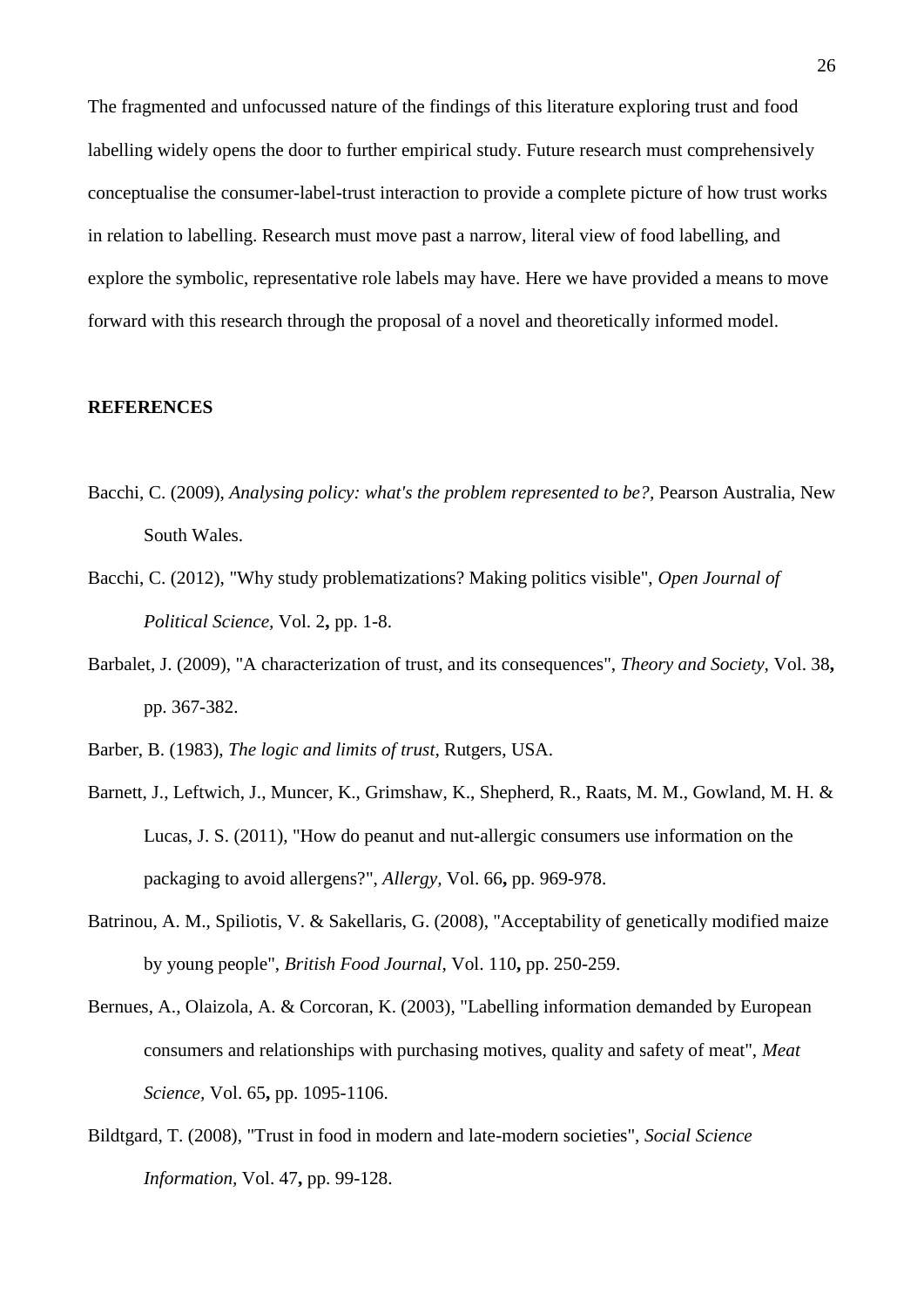The fragmented and unfocussed nature of the findings of this literature exploring trust and food labelling widely opens the door to further empirical study. Future research must comprehensively conceptualise the consumer-label-trust interaction to provide a complete picture of how trust works in relation to labelling. Research must move past a narrow, literal view of food labelling, and explore the symbolic, representative role labels may have. Here we have provided a means to move forward with this research through the proposal of a novel and theoretically informed model.

## REFERENCES

Bacchi, C. (2009), *Analysing policy: what's the problem represented to be?,* Pearson Australia, New South Wales.

Bacchi, C. (2012), "Why study problematizations? Making politics visible", *Open Journal of Political Science,* Vol. 2**,** pp. 1-8.

Barbalet, J. (2009), "A characterization of trust, and its consequences", *Theory and Society,* Vol. 38**,** pp. 367-382.

Barber, B. (1983), *The logic and limits of trust*, Rutgers, USA.

Barnett, J., Leftwich, J., Muncer, K., Grimshaw, K., Shepherd, R., Raats, M. M., Gowland, M. H. & Lucas, J. S. (2011), "How do peanut and nut-allergic consumers use information on the packaging to avoid allergens?", *Allergy,* Vol. 66**,** pp. 969-978.

Batrinou, A. M., Spiliotis, V. & Sakellaris, G. (2008), "Acceptability of genetically modified maize by young people", *British Food Journal,* Vol. 110**,** pp. 250-259.

Bernues, A., Olaizola, A. & Corcoran, K. (2003), "Labelling information demanded by European consumers and relationships with purchasing motives, quality and safety of meat", *Meat Science,* Vol. 65**,** pp. 1095-1106.

Bildtgard, T. (2008), "Trust in food in modern and late-modern societies", *Social Science Information,* Vol. 47**,** pp. 99-128.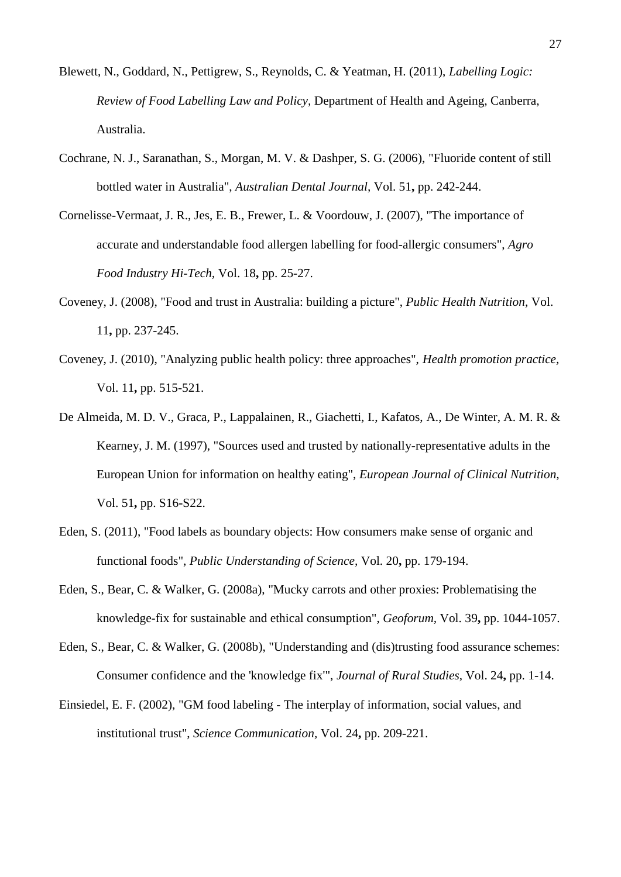Blewett, N., Goddard, N., Pettigrew, S., Reynolds, C. & Yeatman, H. (2011), *Labelling Logic: Review of Food Labelling Law and Policy,* Department of Health and Ageing, Canberra, Australia.

Cochrane, N. J., Saranathan, S., Morgan, M. V. & Dashper, S. G. (2006), "Fluoride content of still bottled water in Australia", *Australian Dental Journal,* Vol. 51**,** pp. 242-244.

Cornelisse-Vermaat, J. R., Jes, E. B., Frewer, L. & Voordouw, J. (2007), "The importance of accurate and understandable food allergen labelling for food-allergic consumers", *Agro Food Industry Hi-Tech,* Vol. 18**,** pp. 25-27.

Coveney, J. (2008), "Food and trust in Australia: building a picture", *Public Health Nutrition,* Vol. 11**,** pp. 237-245.

Coveney, J. (2010), "Analyzing public health policy: three approaches", *Health promotion practice,* Vol. 11**,** pp. 515-521.

De Almeida, M. D. V., Graca, P., Lappalainen, R., Giachetti, I., Kafatos, A., De Winter, A. M. R. & Kearney, J. M. (1997), "Sources used and trusted by nationally-representative adults in the European Union for information on healthy eating", *European Journal of Clinical Nutrition,* Vol. 51**,** pp. S16-S22.

Eden, S. (2011), "Food labels as boundary objects: How consumers make sense of organic and functional foods", *Public Understanding of Science,* Vol. 20**,** pp. 179-194.

Eden, S., Bear, C. & Walker, G. (2008a), "Mucky carrots and other proxies: Problematising the knowledge-fix for sustainable and ethical consumption", *Geoforum,* Vol. 39**,** pp. 1044-1057.

Eden, S., Bear, C. & Walker, G. (2008b), "Understanding and (dis)trusting food assurance schemes: Consumer confidence and the 'knowledge fix'", *Journal of Rural Studies,* Vol. 24**,** pp. 1-14.

Einsiedel, E. F. (2002), "GM food labeling - The interplay of information, social values, and institutional trust", *Science Communication,* Vol. 24**,** pp. 209-221.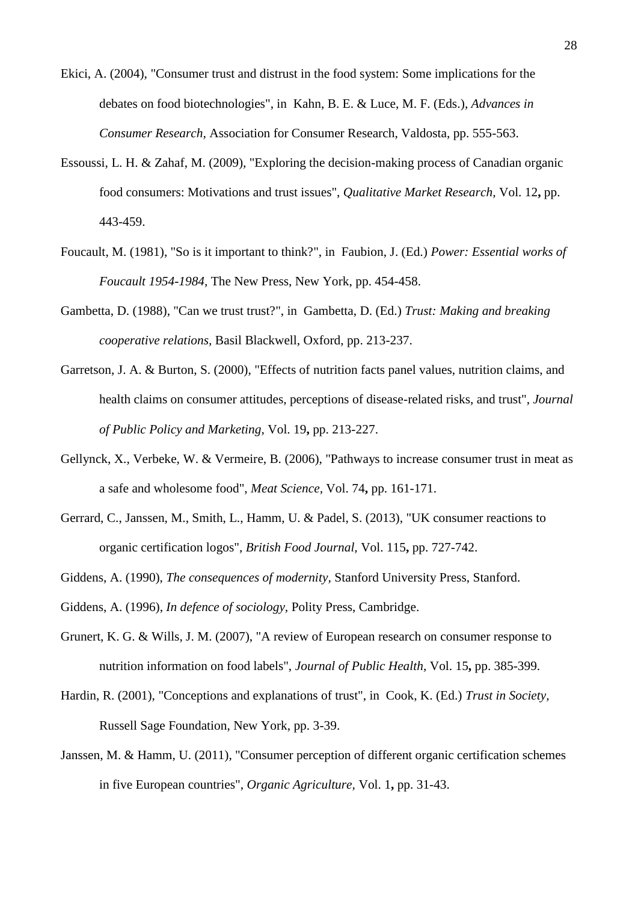Ekici, A. (2004), "Consumer trust and distrust in the food system: Some implications for the debates on food biotechnologies", in Kahn, B. E. & Luce, M. F. (Eds.), *Advances in Consumer Research,* Association for Consumer Research, Valdosta, pp. 555-563.

Essoussi, L. H. & Zahaf, M. (2009), "Exploring the decision-making process of Canadian organic food consumers: Motivations and trust issues", *Qualitative Market Research,* Vol. 12**,** pp. 443-459.

Foucault, M. (1981), "So is it important to think?", in Faubion, J. (Ed.) *Power: Essential works of Foucault 1954-1984,* The New Press, New York, pp. 454-458.

Gambetta, D. (1988), "Can we trust trust?", in Gambetta, D. (Ed.) *Trust: Making and breaking cooperative relations,* Basil Blackwell, Oxford, pp. 213-237.

Garretson, J. A. & Burton, S. (2000), "Effects of nutrition facts panel values, nutrition claims, and health claims on consumer attitudes, perceptions of disease-related risks, and trust", *Journal of Public Policy and Marketing,* Vol. 19**,** pp. 213-227.

Gellynck, X., Verbeke, W. & Vermeire, B. (2006), "Pathways to increase consumer trust in meat as a safe and wholesome food", *Meat Science,* Vol. 74**,** pp. 161-171.

Gerrard, C., Janssen, M., Smith, L., Hamm, U. & Padel, S. (2013), "UK consumer reactions to organic certification logos", *British Food Journal,* Vol. 115**,** pp. 727-742.

Giddens, A. (1990), *The consequences of modernity,* Stanford University Press, Stanford.

Giddens, A. (1996), *In defence of sociology,* Polity Press, Cambridge.

Grunert, K. G. & Wills, J. M. (2007), "A review of European research on consumer response to nutrition information on food labels", *Journal of Public Health,* Vol. 15**,** pp. 385-399.

Hardin, R. (2001), "Conceptions and explanations of trust", in Cook, K. (Ed.) *Trust in Society,* Russell Sage Foundation, New York, pp. 3-39.

Janssen, M. & Hamm, U. (2011), "Consumer perception of different organic certification schemes in five European countries", *Organic Agriculture,* Vol. 1**,** pp. 31-43.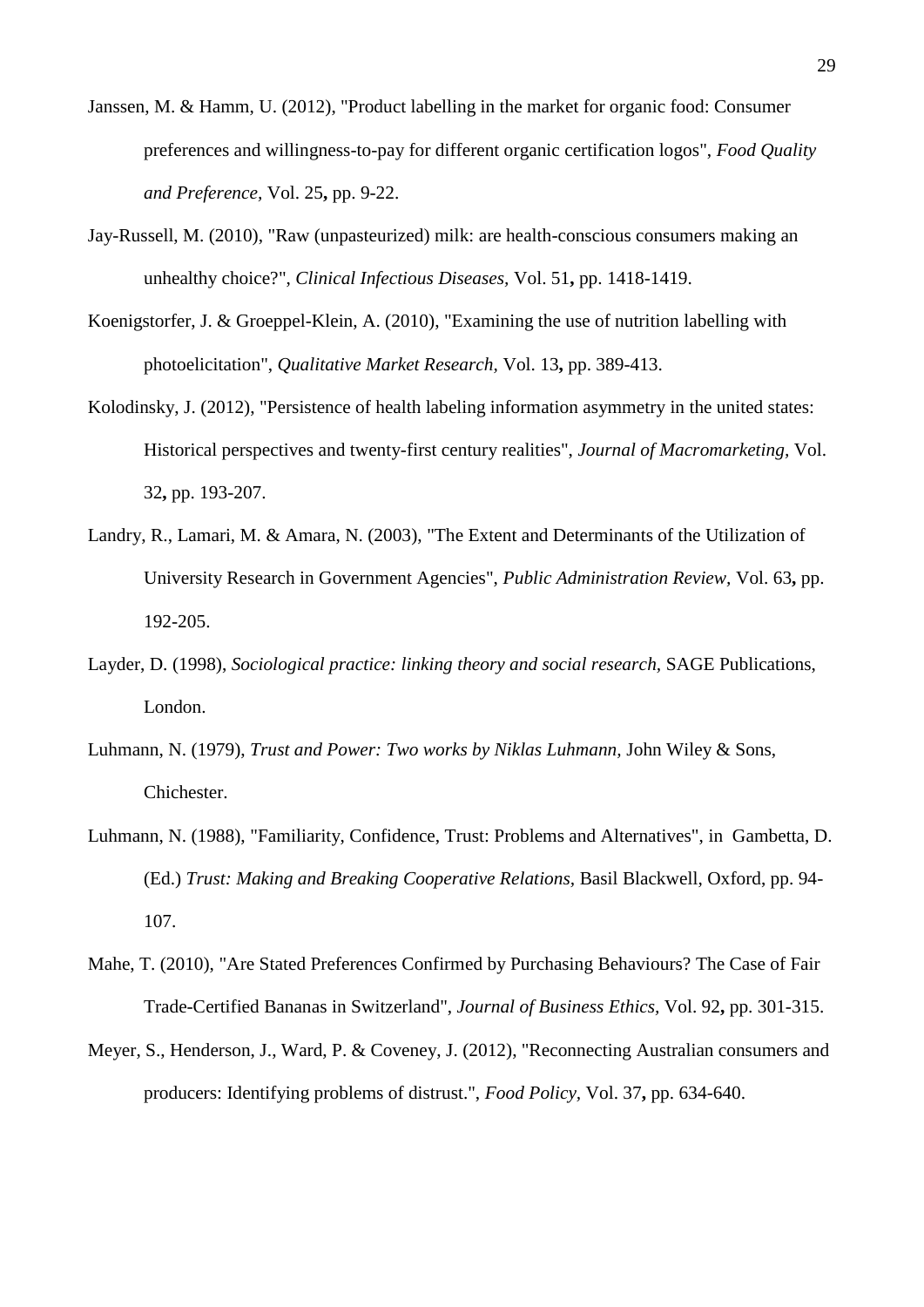Janssen, M. & Hamm, U. (2012), "Product labelling in the market for organic food: Consumer preferences and willingness-to-pay for different organic certification logos", *Food Quality and Preference,* Vol. 25**,** pp. 9-22.

Jay-Russell, M. (2010), "Raw (unpasteurized) milk: are health-conscious consumers making an unhealthy choice?", *Clinical Infectious Diseases,* Vol. 51**,** pp. 1418-1419.

Koenigstorfer, J. & Groeppel-Klein, A. (2010), "Examining the use of nutrition labelling with photoelicitation", *Qualitative Market Research,* Vol. 13**,** pp. 389-413.

Kolodinsky, J. (2012), "Persistence of health labeling information asymmetry in the united states: Historical perspectives and twenty-first century realities", *Journal of Macromarketing,* Vol. 32**,** pp. 193-207.

Landry, R., Lamari, M. & Amara, N. (2003), "The Extent and Determinants of the Utilization of University Research in Government Agencies", *Public Administration Review,* Vol. 63**,** pp. 192-205.

Layder, D. (1998), *Sociological practice: linking theory and social research,* SAGE Publications, London.

Luhmann, N. (1979), *Trust and Power: Two works by Niklas Luhmann,* John Wiley & Sons, Chichester.

Luhmann, N. (1988), "Familiarity, Confidence, Trust: Problems and Alternatives", in Gambetta, D. (Ed.) *Trust: Making and Breaking Cooperative Relations,* Basil Blackwell, Oxford, pp. 94-107.

Mahe, T. (2010), "Are Stated Preferences Confirmed by Purchasing Behaviours? The Case of Fair Trade-Certified Bananas in Switzerland", *Journal of Business Ethics,* Vol. 92**,** pp. 301-315.

Meyer, S., Henderson, J., Ward, P. & Coveney, J. (2012), "Reconnecting Australian consumers and producers: Identifying problems of distrust.", *Food Policy,* Vol. 37**,** pp. 634-640.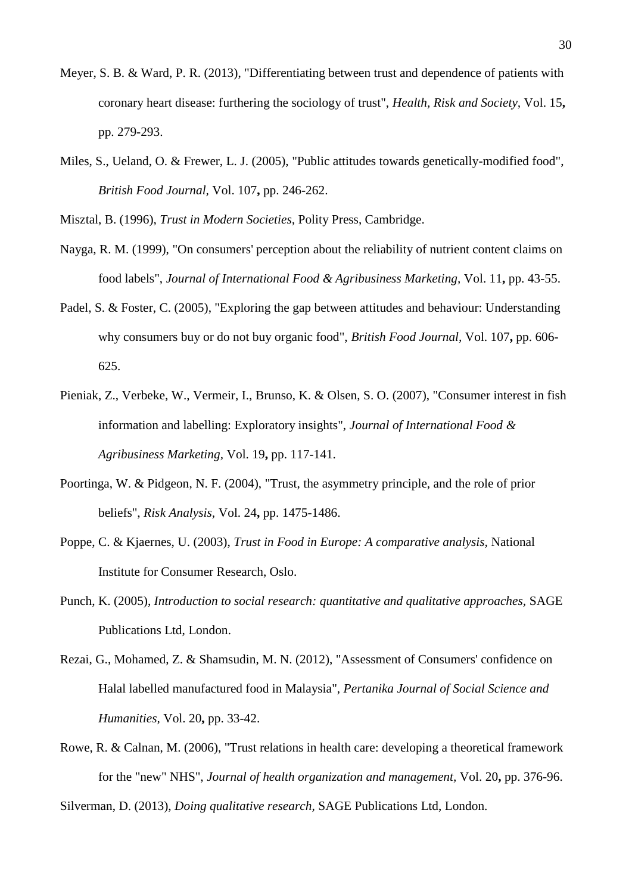Meyer, S. B. & Ward, P. R. (2013), "Differentiating between trust and dependence of patients with coronary heart disease: furthering the sociology of trust", *Health, Risk and Society,* Vol. 15**,** pp. 279-293.

Miles, S., Ueland, O. & Frewer, L. J. (2005), "Public attitudes towards genetically-modified food", *British Food Journal,* Vol. 107**,** pp. 246-262.

Misztal, B. (1996), *Trust in Modern Societies*, Polity Press, Cambridge.

Nayga, R. M. (1999), "On consumers' perception about the reliability of nutrient content claims on food labels", *Journal of International Food & Agribusiness Marketing,* Vol. 11**,** pp. 43-55.

Padel, S. & Foster, C. (2005), "Exploring the gap between attitudes and behaviour: Understanding why consumers buy or do not buy organic food", *British Food Journal,* Vol. 107**,** pp. 606-625.

Pieniak, Z., Verbeke, W., Vermeir, I., Brunso, K. & Olsen, S. O. (2007), "Consumer interest in fish information and labelling: Exploratory insights", *Journal of International Food & Agribusiness Marketing,* Vol. 19**,** pp. 117-141.

Poortinga, W. & Pidgeon, N. F. (2004), "Trust, the asymmetry principle, and the role of prior beliefs", *Risk Analysis,* Vol. 24**,** pp. 1475-1486.

Poppe, C. & Kjaernes, U. (2003), *Trust in Food in Europe: A comparative analysis,* National Institute for Consumer Research, Oslo.

Punch, K. (2005), *Introduction to social research: quantitative and qualitative approaches,* SAGE Publications Ltd, London.

Rezai, G., Mohamed, Z. & Shamsudin, M. N. (2012), "Assessment of Consumers' confidence on Halal labelled manufactured food in Malaysia", *Pertanika Journal of Social Science and Humanities,* Vol. 20**,** pp. 33-42.

Rowe, R. & Calnan, M. (2006), "Trust relations in health care: developing a theoretical framework for the "new" NHS", *Journal of health organization and management,* Vol. 20**,** pp. 376-96.

Silverman, D. (2013), *Doing qualitative research,* SAGE Publications Ltd, London.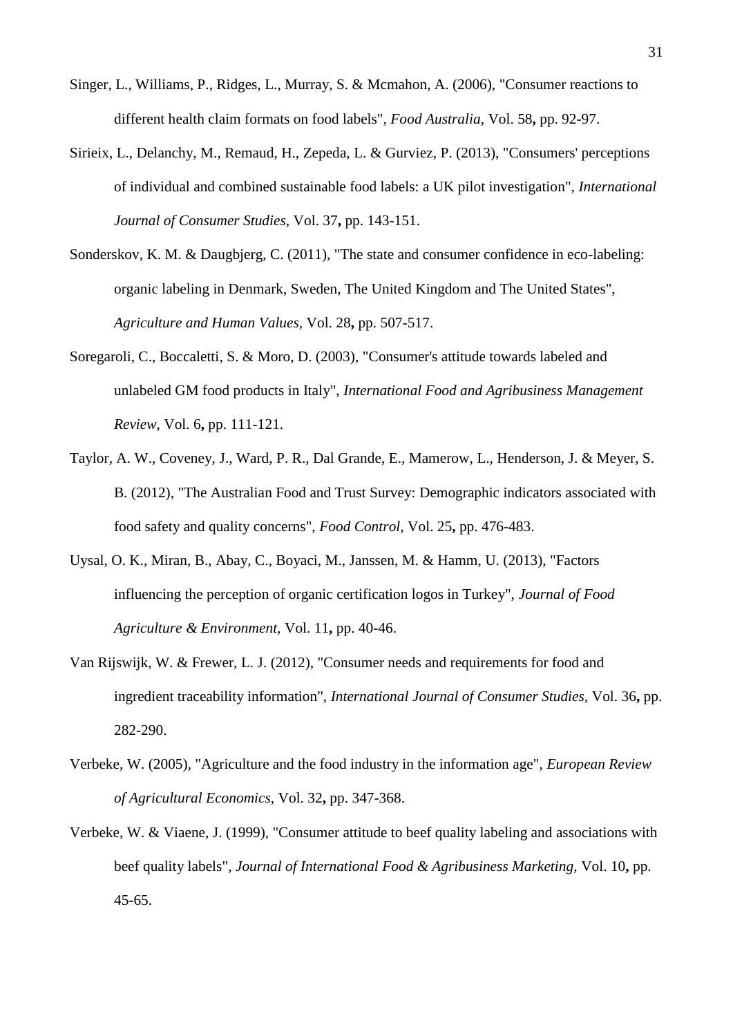Singer, L., Williams, P., Ridges, L., Murray, S. & Mcmahon, A. (2006), "Consumer reactions to different health claim formats on food labels", *Food Australia,* Vol. 58**,** pp. 92-97.

Sirieix, L., Delanchy, M., Remaud, H., Zepeda, L. & Gurviez, P. (2013), "Consumers' perceptions of individual and combined sustainable food labels: a UK pilot investigation", *International Journal of Consumer Studies,* Vol. 37**,** pp. 143-151.

Sonderskov, K. M. & Daugbjerg, C. (2011), "The state and consumer confidence in eco-labeling: organic labeling in Denmark, Sweden, The United Kingdom and The United States", *Agriculture and Human Values,* Vol. 28**,** pp. 507-517.

Soregaroli, C., Boccaletti, S. & Moro, D. (2003), "Consumer's attitude towards labeled and unlabeled GM food products in Italy", *International Food and Agribusiness Management Review,* Vol. 6**,** pp. 111-121.

Taylor, A. W., Coveney, J., Ward, P. R., Dal Grande, E., Mamerow, L., Henderson, J. & Meyer, S. B. (2012), "The Australian Food and Trust Survey: Demographic indicators associated with food safety and quality concerns", *Food Control,* Vol. 25**,** pp. 476-483.

Uysal, O. K., Miran, B., Abay, C., Boyaci, M., Janssen, M. & Hamm, U. (2013), "Factors influencing the perception of organic certification logos in Turkey", *Journal of Food Agriculture & Environment,* Vol. 11**,** pp. 40-46.

Van Rijswijk, W. & Frewer, L. J. (2012), "Consumer needs and requirements for food and ingredient traceability information", *International Journal of Consumer Studies,* Vol. 36**,** pp. 282-290.

Verbeke, W. (2005), "Agriculture and the food industry in the information age", *European Review of Agricultural Economics,* Vol. 32**,** pp. 347-368.

Verbeke, W. & Viaene, J. (1999), "Consumer attitude to beef quality labeling and associations with beef quality labels", *Journal of International Food & Agribusiness Marketing,* Vol. 10**,** pp. 45-65.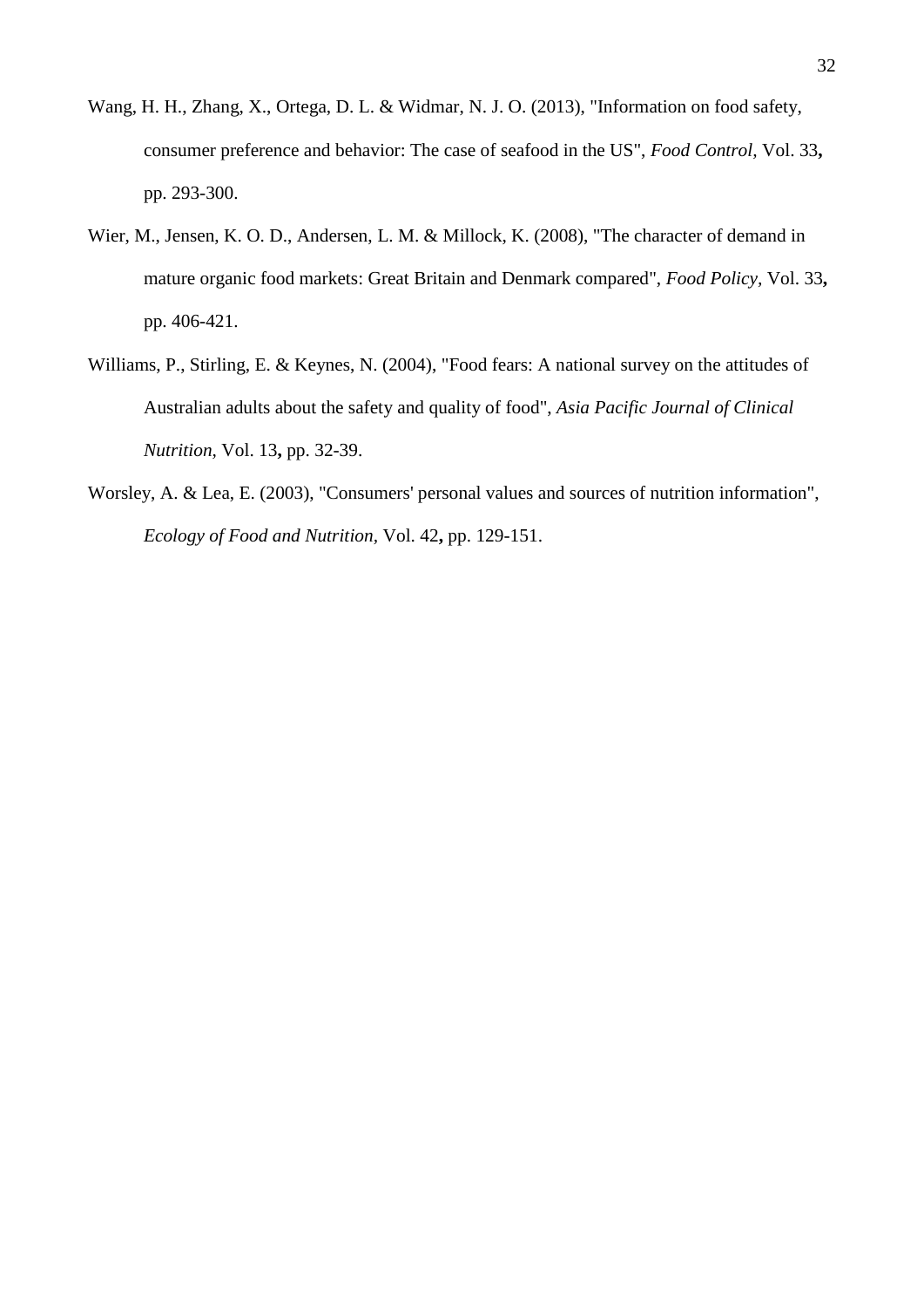Wang, H. H., Zhang, X., Ortega, D. L. & Widmar, N. J. O. (2013), "Information on food safety, consumer preference and behavior: The case of seafood in the US", *Food Control*, Vol. 33**,** pp. 293-300.

Wier, M., Jensen, K. O. D., Andersen, L. M. & Millock, K. (2008), "The character of demand in mature organic food markets: Great Britain and Denmark compared", *Food Policy*, Vol. 33**,** pp. 406-421.

Williams, P., Stirling, E. & Keynes, N. (2004), "Food fears: A national survey on the attitudes of Australian adults about the safety and quality of food", *Asia Pacific Journal of Clinical Nutrition*, Vol. 13**,** pp. 32-39.

Worsley, A. & Lea, E. (2003), "Consumers' personal values and sources of nutrition information", *Ecology of Food and Nutrition*, Vol. 42**,** pp. 129-151.